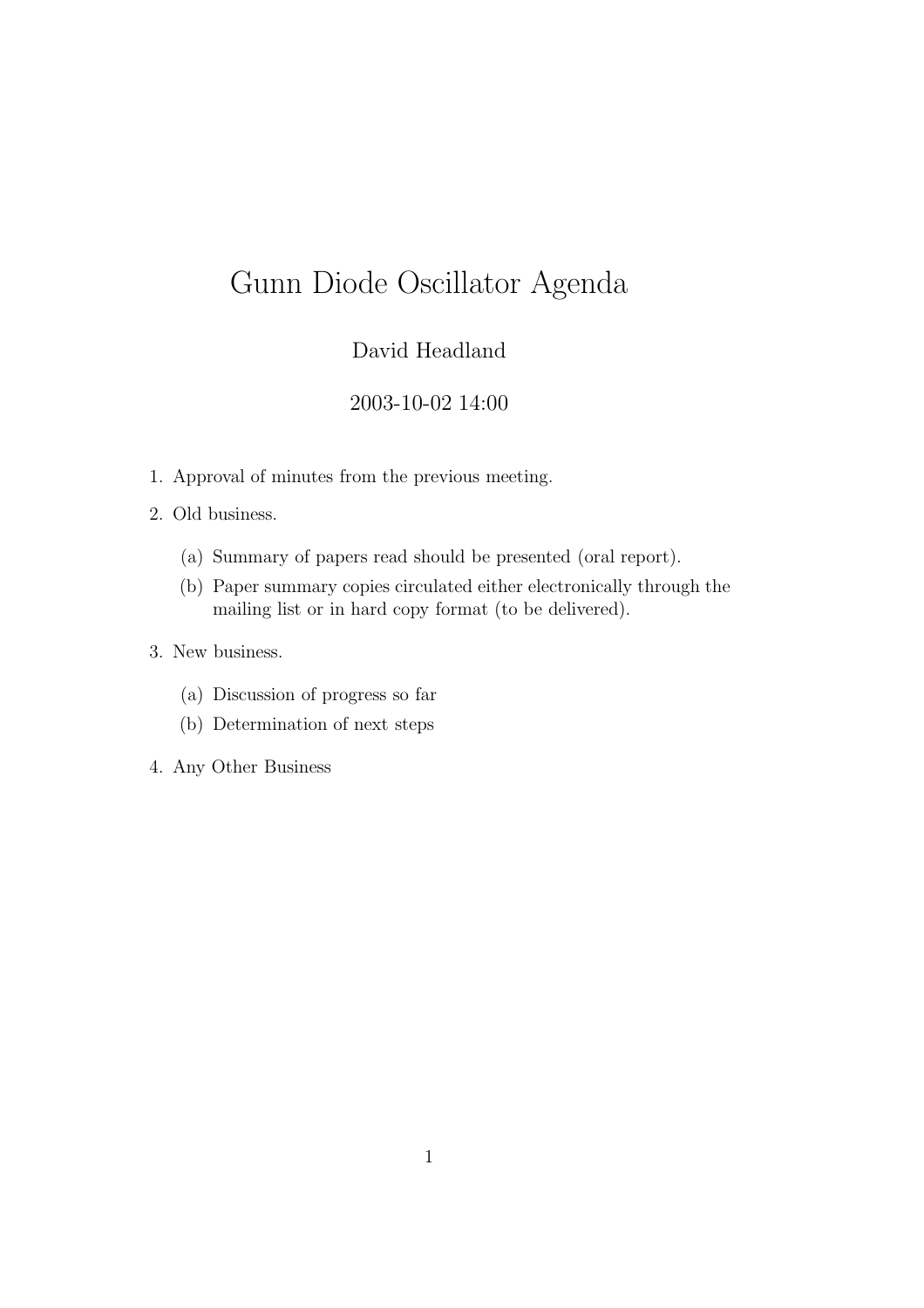# Gunn Diode Oscillator Agenda

David Headland

2003-10-02 14:00

1. Approval of minutes from the previous meeting.
2. Old business.
   (a) Summary of papers read should be presented (oral report).
   (b) Paper summary copies circulated either electronically through the mailing list or in hard copy format (to be delivered).
3. New business.
   (a) Discussion of progress so far
   (b) Determination of next steps
4. Any Other Business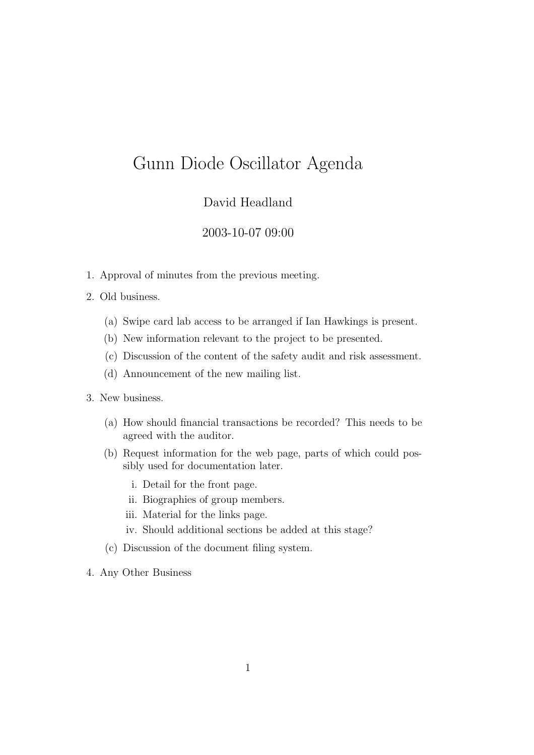# Gunn Diode Oscillator Agenda

David Headland

2003-10-07 09:00

1. Approval of minutes from the previous meeting.
2. Old business.
   (a) Swipe card lab access to be arranged if Ian Hawkings is present.
   (b) New information relevant to the project to be presented.
   (c) Discussion of the content of the safety audit and risk assessment.
   (d) Announcement of the new mailing list.
3. New business.
   (a) How should financial transactions be recorded? This needs to be agreed with the auditor.
   (b) Request information for the web page, parts of which could possibly used for documentation later.
      i. Detail for the front page.
      ii. Biographies of group members.
      iii. Material for the links page.
      iv. Should additional sections be added at this stage?
   (c) Discussion of the document filing system.
4. Any Other Business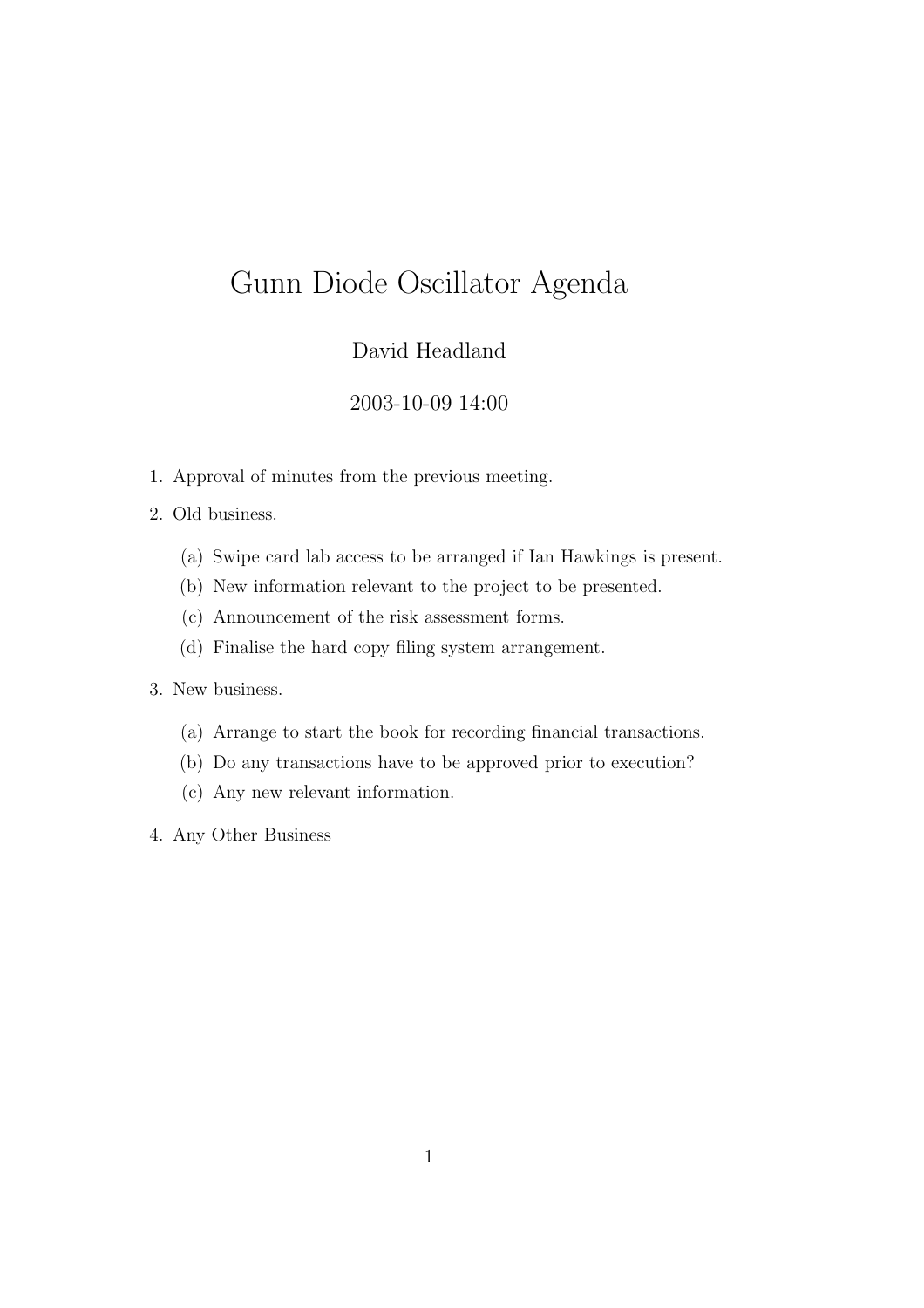# Gunn Diode Oscillator Agenda

David Headland

2003-10-09 14:00

1. Approval of minutes from the previous meeting.
2. Old business.
   (a) Swipe card lab access to be arranged if Ian Hawkings is present.
   (b) New information relevant to the project to be presented.
   (c) Announcement of the risk assessment forms.
   (d) Finalise the hard copy filing system arrangement.
3. New business.
   (a) Arrange to start the book for recording financial transactions.
   (b) Do any transactions have to be approved prior to execution?
   (c) Any new relevant information.
4. Any Other Business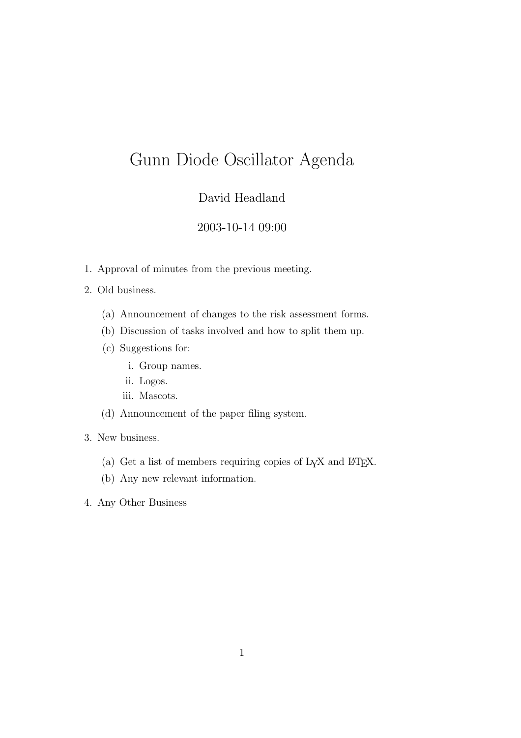# Gunn Diode Oscillator Agenda

David Headland

2003-10-14 09:00

1. Approval of minutes from the previous meeting.
2. Old business.
    - (a) Announcement of changes to the risk assessment forms.
    - (b) Discussion of tasks involved and how to split them up.
    - (c) Suggestions for:
        - i. Group names.
        - ii. Logos.
        - iii. Mascots.
    - (d) Announcement of the paper filing system.
3. New business.
    - (a) Get a list of members requiring copies of LyX and LaTeX.
    - (b) Any new relevant information.
4. Any Other Business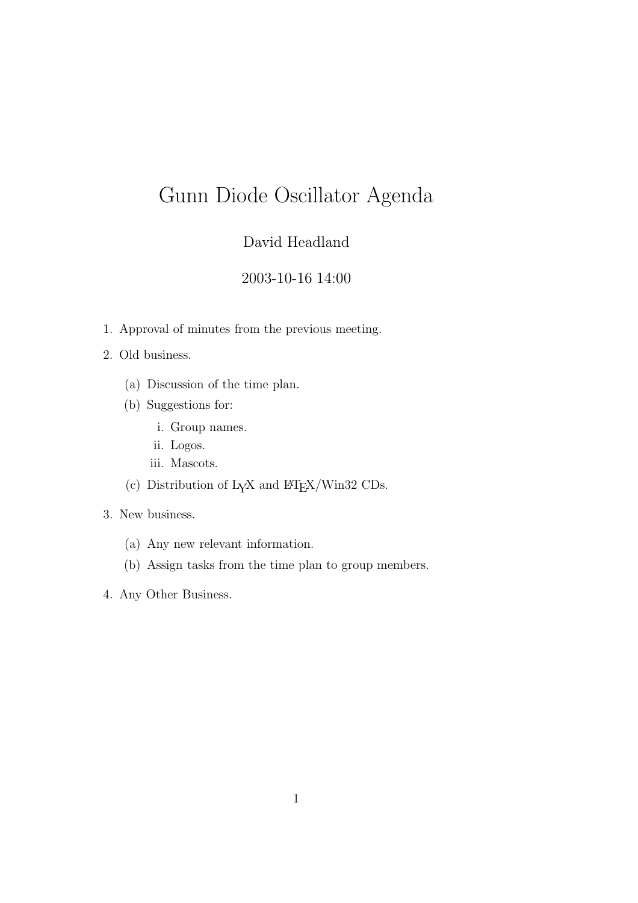# Gunn Diode Oscillator Agenda

David Headland

2003-10-16 14:00

1. Approval of minutes from the previous meeting.
2. Old business.
   (a) Discussion of the time plan.
   (b) Suggestions for:
      i. Group names.
      ii. Logos.
      iii. Mascots.
   (c) Distribution of LyX and LaTeX/Win32 CDs.
3. New business.
   (a) Any new relevant information.
   (b) Assign tasks from the time plan to group members.
4. Any Other Business.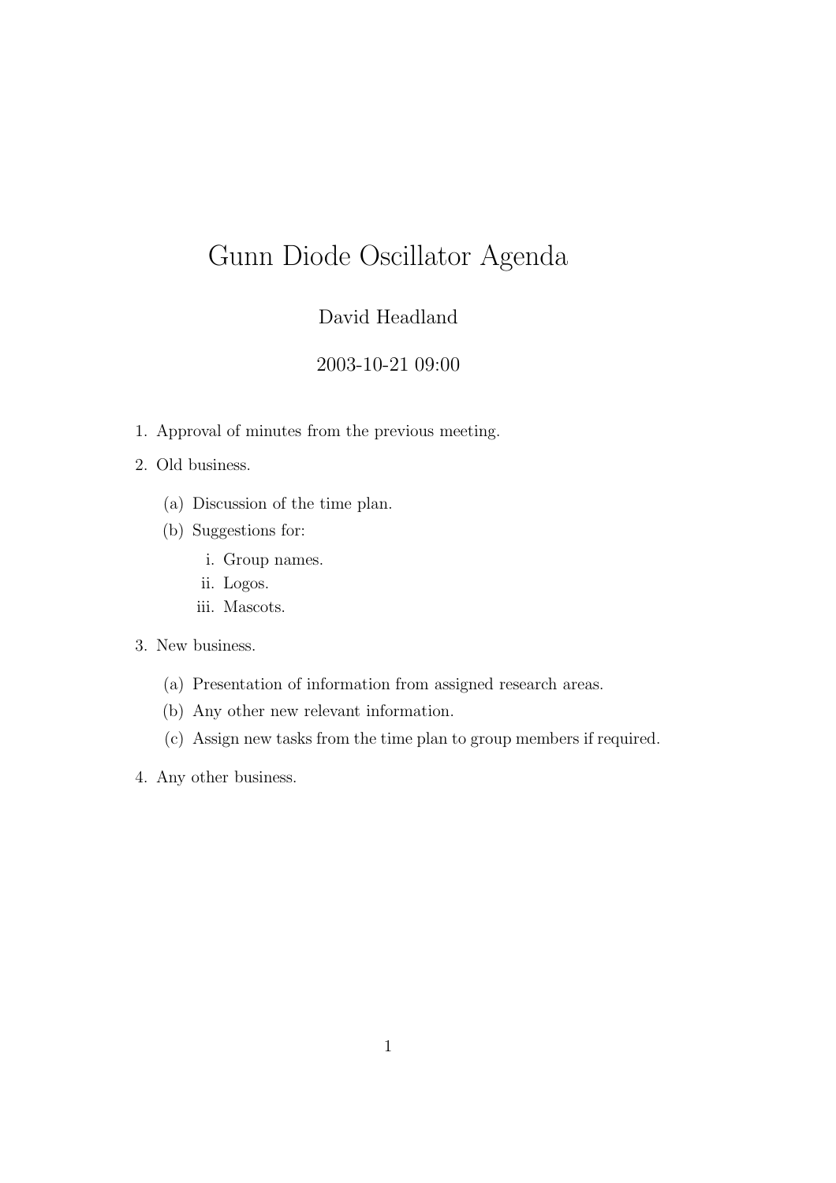# Gunn Diode Oscillator Agenda

David Headland

2003-10-21 09:00

1. Approval of minutes from the previous meeting.
2. Old business.
   (a) Discussion of the time plan.
   (b) Suggestions for:
      i. Group names.
      ii. Logos.
      iii. Mascots.
3. New business.
   (a) Presentation of information from assigned research areas.
   (b) Any other new relevant information.
   (c) Assign new tasks from the time plan to group members if required.
4. Any other business.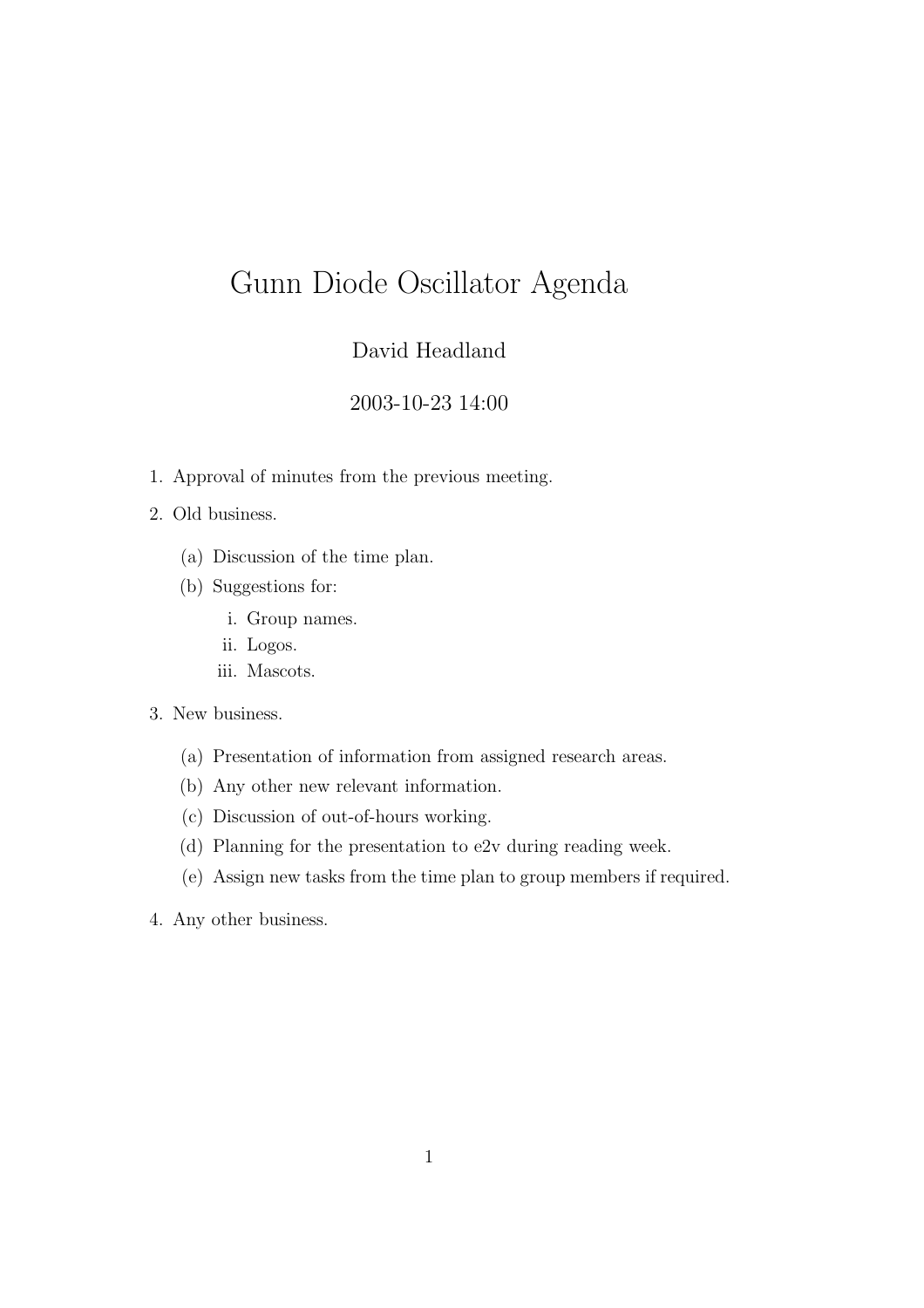# Gunn Diode Oscillator Agenda

David Headland

2003-10-23 14:00

1. Approval of minutes from the previous meeting.
2. Old business.
   (a) Discussion of the time plan.
   (b) Suggestions for:
      i. Group names.
      ii. Logos.
      iii. Mascots.
3. New business.
   (a) Presentation of information from assigned research areas.
   (b) Any other new relevant information.
   (c) Discussion of out-of-hours working.
   (d) Planning for the presentation to e2v during reading week.
   (e) Assign new tasks from the time plan to group members if required.
4. Any other business.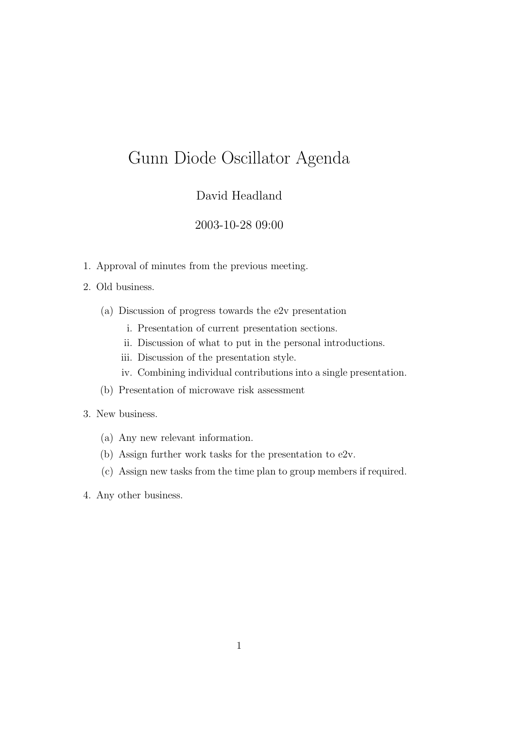# Gunn Diode Oscillator Agenda

David Headland

2003-10-28 09:00

1. Approval of minutes from the previous meeting.
2. Old business.
   (a) Discussion of progress towards the e2v presentation
      i. Presentation of current presentation sections.
      ii. Discussion of what to put in the personal introductions.
      iii. Discussion of the presentation style.
      iv. Combining individual contributions into a single presentation.
   (b) Presentation of microwave risk assessment
3. New business.
   (a) Any new relevant information.
   (b) Assign further work tasks for the presentation to e2v.
   (c) Assign new tasks from the time plan to group members if required.
4. Any other business.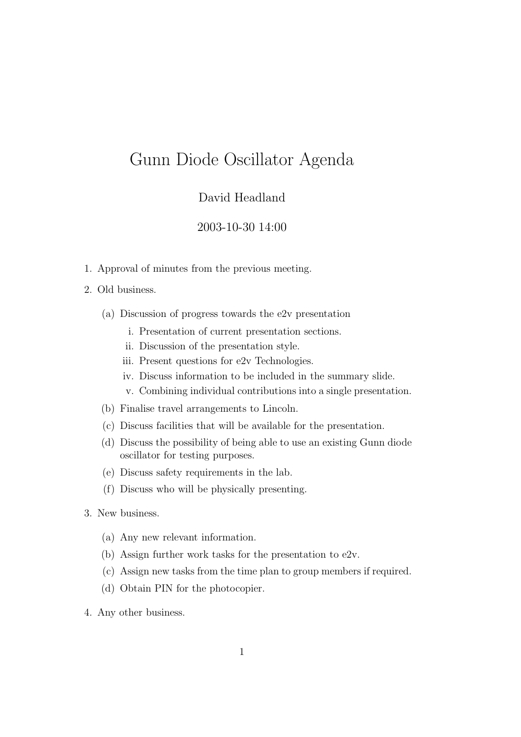# Gunn Diode Oscillator Agenda

David Headland

2003-10-30 14:00

1. Approval of minutes from the previous meeting.
2. Old business.
   (a) Discussion of progress towards the e2v presentation
      i. Presentation of current presentation sections.
      ii. Discussion of the presentation style.
      iii. Present questions for e2v Technologies.
      iv. Discuss information to be included in the summary slide.
      v. Combining individual contributions into a single presentation.

   (b) Finalise travel arrangements to Lincoln.
   (c) Discuss facilities that will be available for the presentation.
   (d) Discuss the possibility of being able to use an existing Gunn diode oscillator for testing purposes.
   (e) Discuss safety requirements in the lab.
   (f) Discuss who will be physically presenting.
3. New business.
   (a) Any new relevant information.
   (b) Assign further work tasks for the presentation to e2v.
   (c) Assign new tasks from the time plan to group members if required.
   (d) Obtain PIN for the photocopier.
4. Any other business.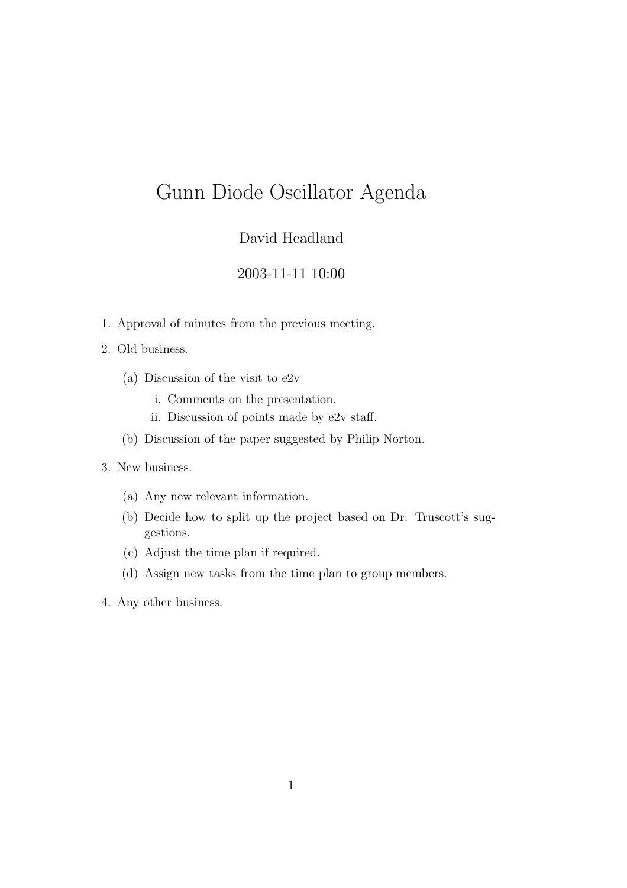# Gunn Diode Oscillator Agenda

David Headland

2003-11-11 10:00

1. Approval of minutes from the previous meeting.
2. Old business.
   (a) Discussion of the visit to e2v
      i. Comments on the presentation.
      ii. Discussion of points made by e2v staff.
   (b) Discussion of the paper suggested by Philip Norton.
3. New business.
   (a) Any new relevant information.
   (b) Decide how to split up the project based on Dr. Truscott's suggestions.
   (c) Adjust the time plan if required.
   (d) Assign new tasks from the time plan to group members.
4. Any other business.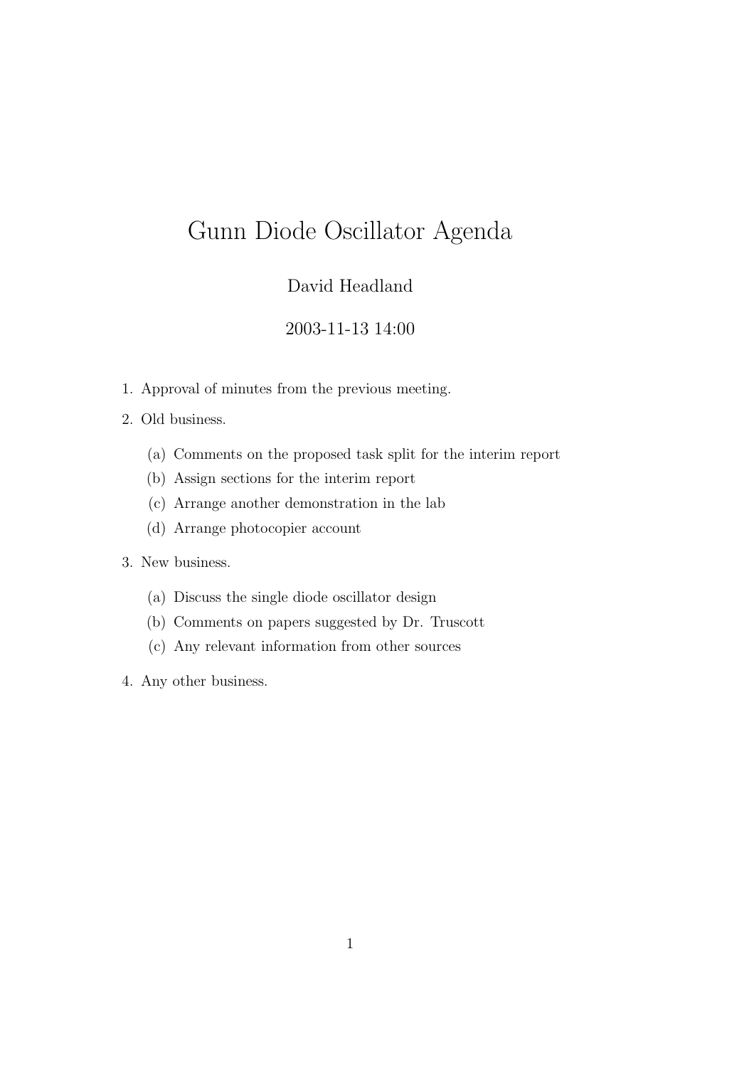# Gunn Diode Oscillator Agenda

David Headland

2003-11-13 14:00

1. Approval of minutes from the previous meeting.
2. Old business.
   (a) Comments on the proposed task split for the interim report
   (b) Assign sections for the interim report
   (c) Arrange another demonstration in the lab
   (d) Arrange photocopier account
3. New business.
   (a) Discuss the single diode oscillator design
   (b) Comments on papers suggested by Dr. Truscott
   (c) Any relevant information from other sources
4. Any other business.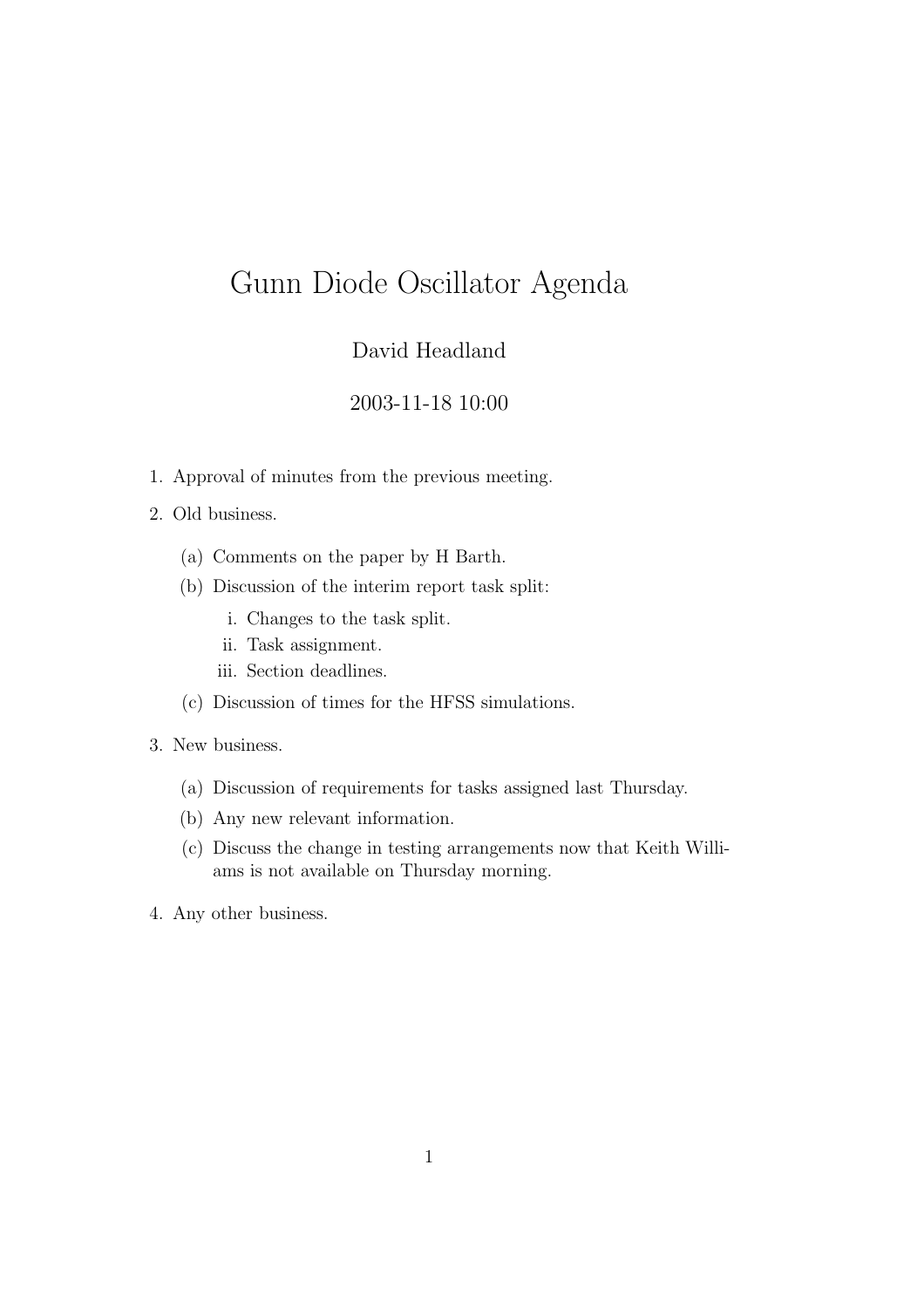# Gunn Diode Oscillator Agenda

David Headland

2003-11-18 10:00

1. Approval of minutes from the previous meeting.
2. Old business.
   (a) Comments on the paper by H Barth.
   (b) Discussion of the interim report task split:
      i. Changes to the task split.
      ii. Task assignment.
      iii. Section deadlines.
   (c) Discussion of times for the HFSS simulations.
3. New business.
   (a) Discussion of requirements for tasks assigned last Thursday.
   (b) Any new relevant information.
   (c) Discuss the change in testing arrangements now that Keith Williams is not available on Thursday morning.
4. Any other business.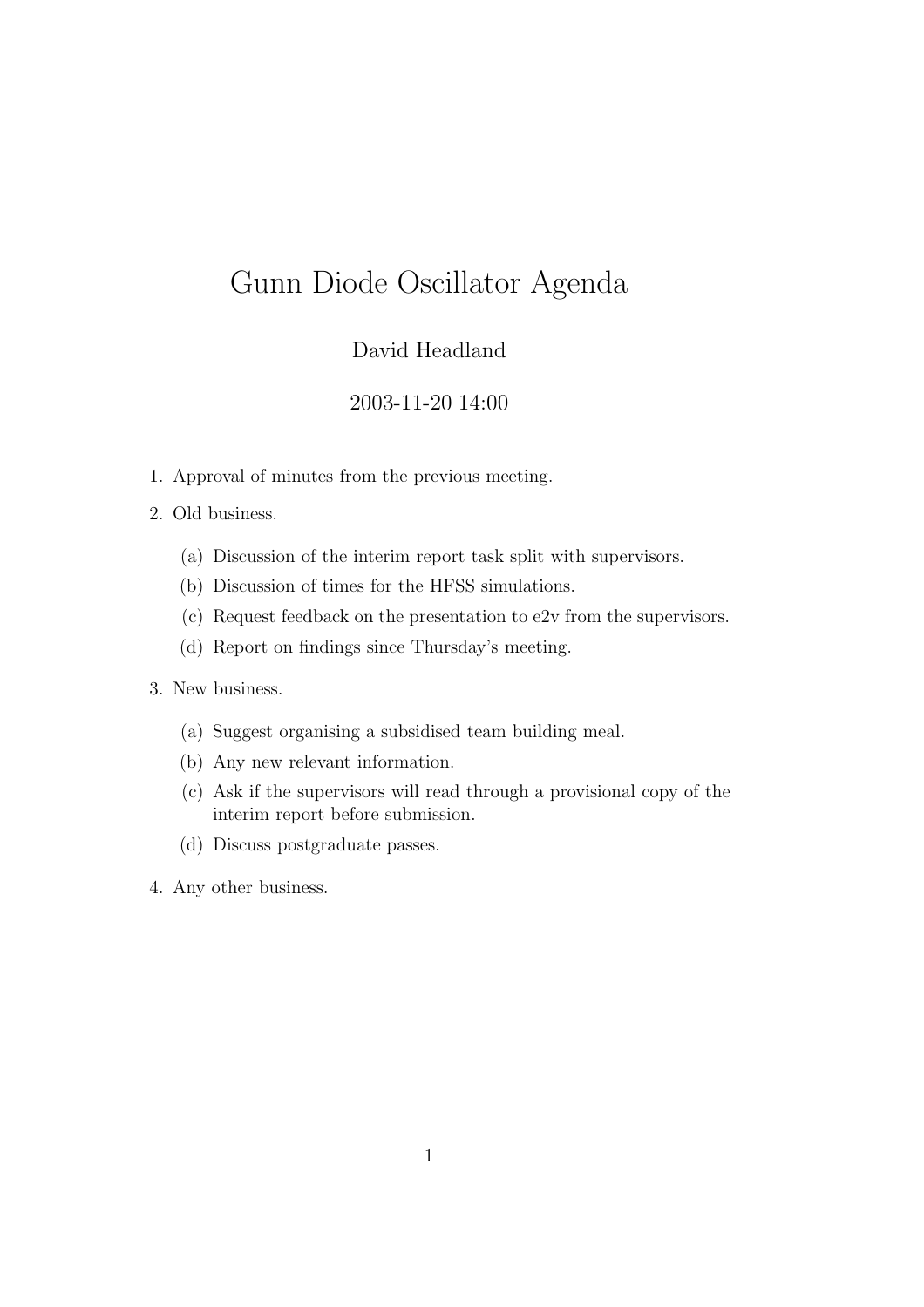# Gunn Diode Oscillator Agenda

David Headland

2003-11-20 14:00

1. Approval of minutes from the previous meeting.
2. Old business.
   (a) Discussion of the interim report task split with supervisors.
   (b) Discussion of times for the HFSS simulations.
   (c) Request feedback on the presentation to e2v from the supervisors.
   (d) Report on findings since Thursday's meeting.
3. New business.
   (a) Suggest organising a subsidised team building meal.
   (b) Any new relevant information.
   (c) Ask if the supervisors will read through a provisional copy of the interim report before submission.
   (d) Discuss postgraduate passes.
4. Any other business.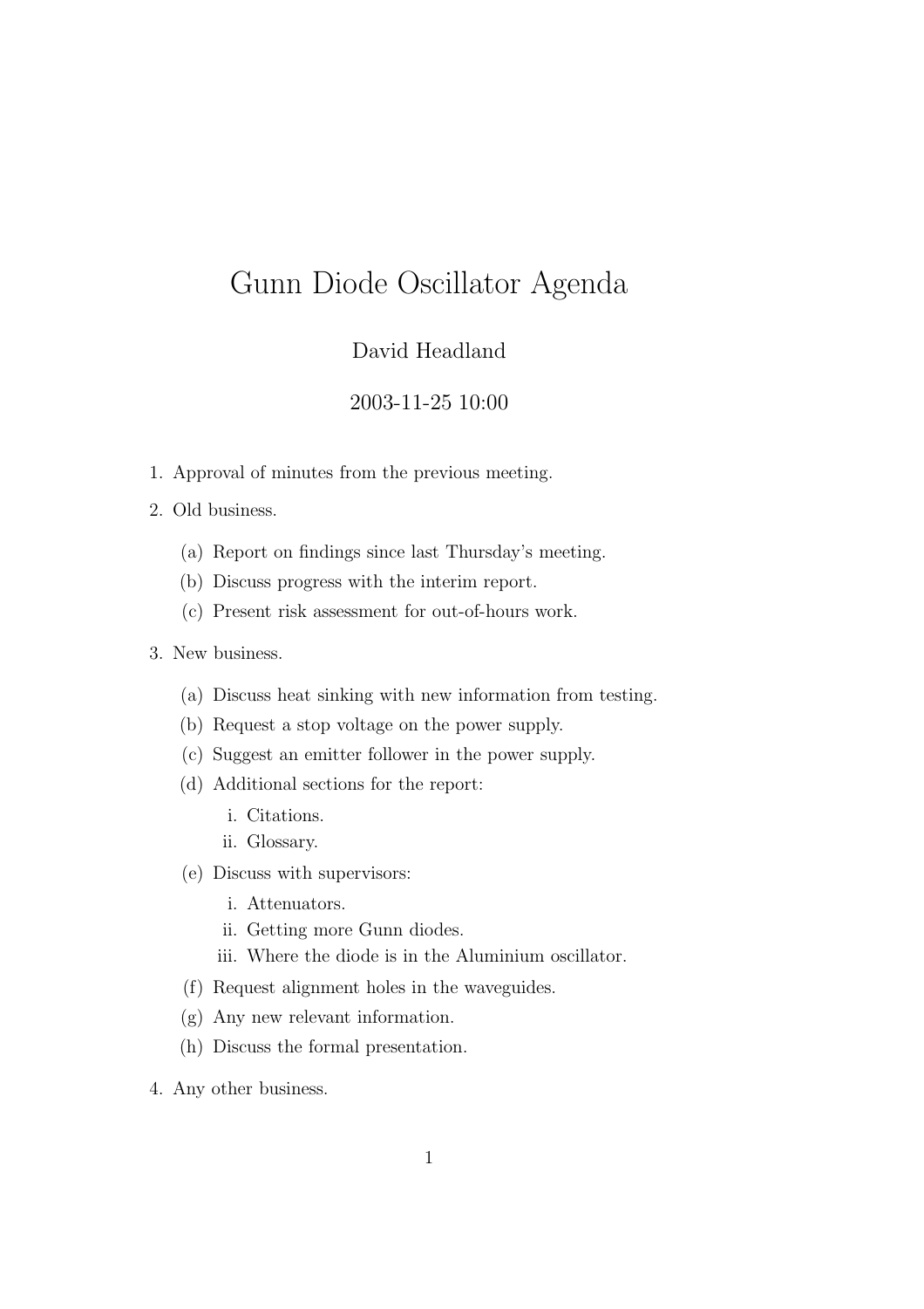# Gunn Diode Oscillator Agenda

David Headland

2003-11-25 10:00

1. Approval of minutes from the previous meeting.
2. Old business.
   (a) Report on findings since last Thursday's meeting.
   (b) Discuss progress with the interim report.
   (c) Present risk assessment for out-of-hours work.
3. New business.
   (a) Discuss heat sinking with new information from testing.
   (b) Request a stop voltage on the power supply.
   (c) Suggest an emitter follower in the power supply.
   (d) Additional sections for the report:
      i. Citations.
      ii. Glossary.
   (e) Discuss with supervisors:
      i. Attenuators.
      ii. Getting more Gunn diodes.
      iii. Where the diode is in the Aluminium oscillator.
   (f) Request alignment holes in the waveguides.
   (g) Any new relevant information.
   (h) Discuss the formal presentation.
4. Any other business.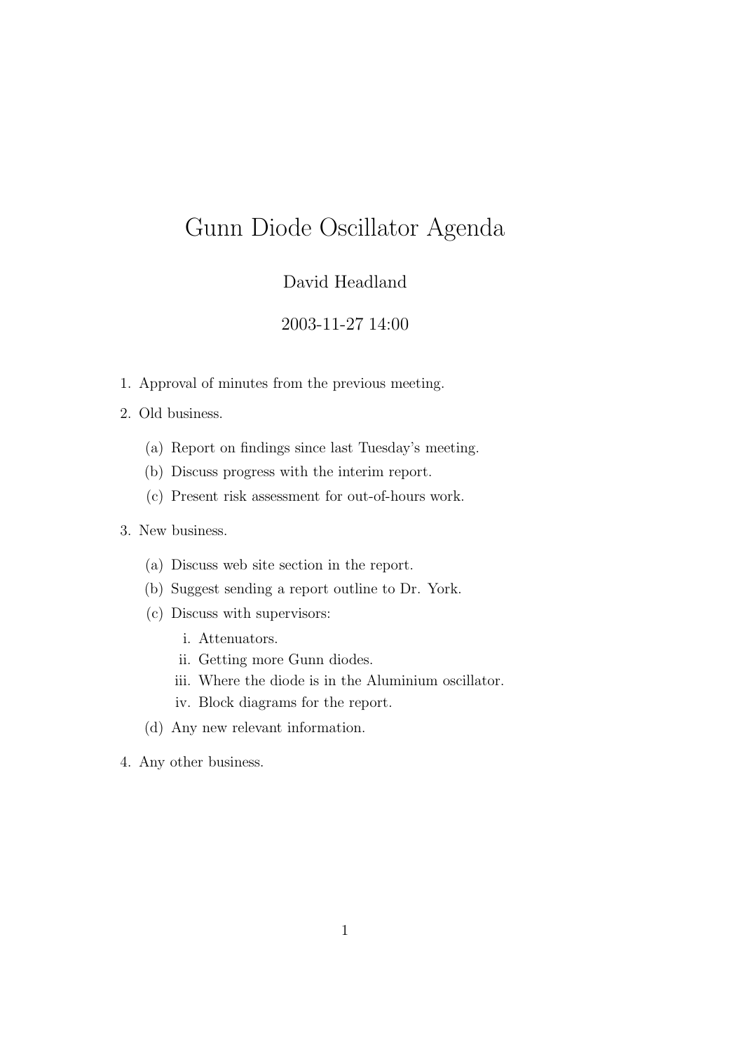# Gunn Diode Oscillator Agenda

David Headland

2003-11-27 14:00

1. Approval of minutes from the previous meeting.
2. Old business.
   (a) Report on findings since last Tuesday's meeting.
   (b) Discuss progress with the interim report.
   (c) Present risk assessment for out-of-hours work.
3. New business.
   (a) Discuss web site section in the report.
   (b) Suggest sending a report outline to Dr. York.
   (c) Discuss with supervisors:
      i. Attenuators.
      ii. Getting more Gunn diodes.
      iii. Where the diode is in the Aluminium oscillator.
      iv. Block diagrams for the report.
   (d) Any new relevant information.
4. Any other business.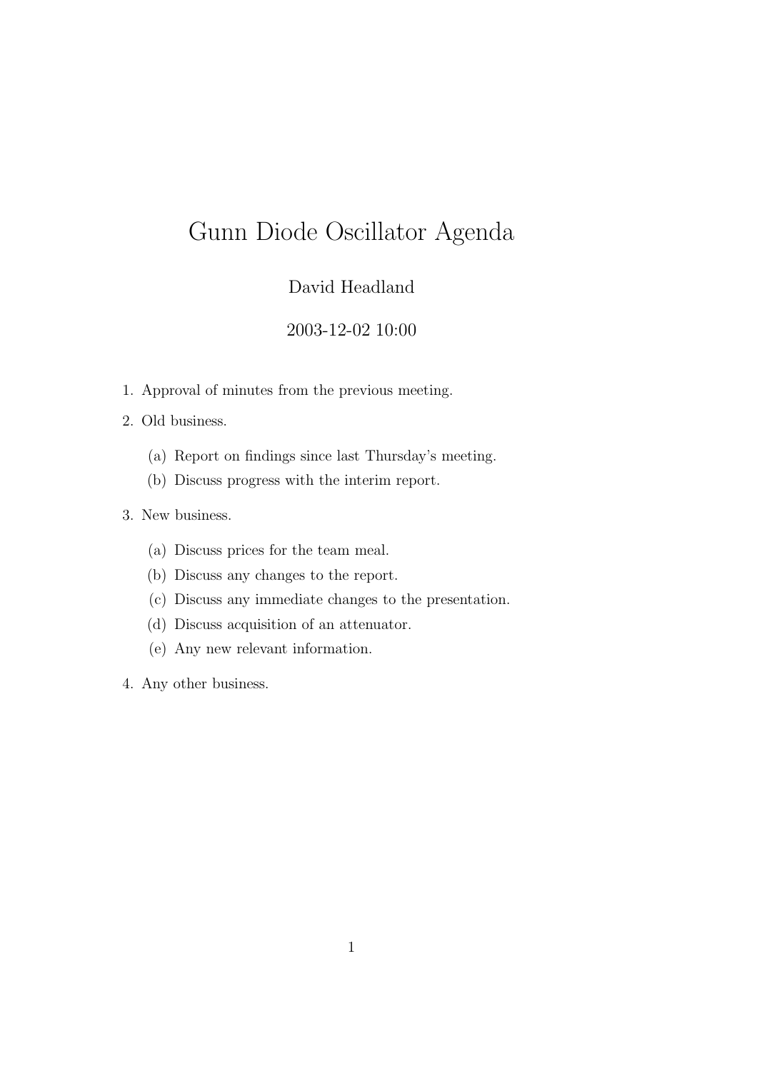# Gunn Diode Oscillator Agenda

David Headland

2003-12-02 10:00

1. Approval of minutes from the previous meeting.
2. Old business.
   (a) Report on findings since last Thursday's meeting.
   (b) Discuss progress with the interim report.
3. New business.
   (a) Discuss prices for the team meal.
   (b) Discuss any changes to the report.
   (c) Discuss any immediate changes to the presentation.
   (d) Discuss acquisition of an attenuator.
   (e) Any new relevant information.
4. Any other business.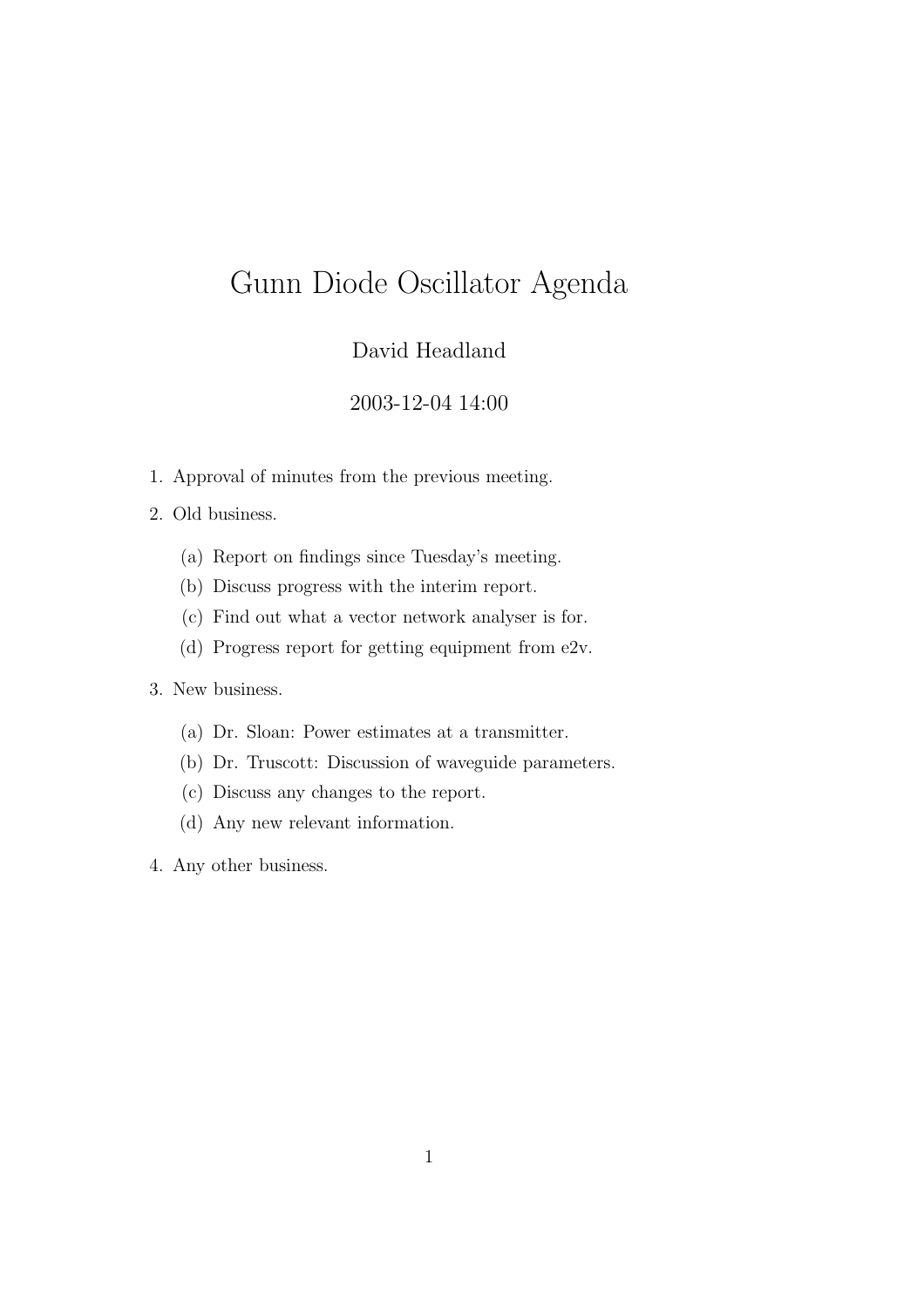# Gunn Diode Oscillator Agenda

David Headland

2003-12-04 14:00

1. Approval of minutes from the previous meeting.
2. Old business.
   (a) Report on findings since Tuesday's meeting.
   (b) Discuss progress with the interim report.
   (c) Find out what a vector network analyser is for.
   (d) Progress report for getting equipment from e2v.
3. New business.
   (a) Dr. Sloan: Power estimates at a transmitter.
   (b) Dr. Truscott: Discussion of waveguide parameters.
   (c) Discuss any changes to the report.
   (d) Any new relevant information.
4. Any other business.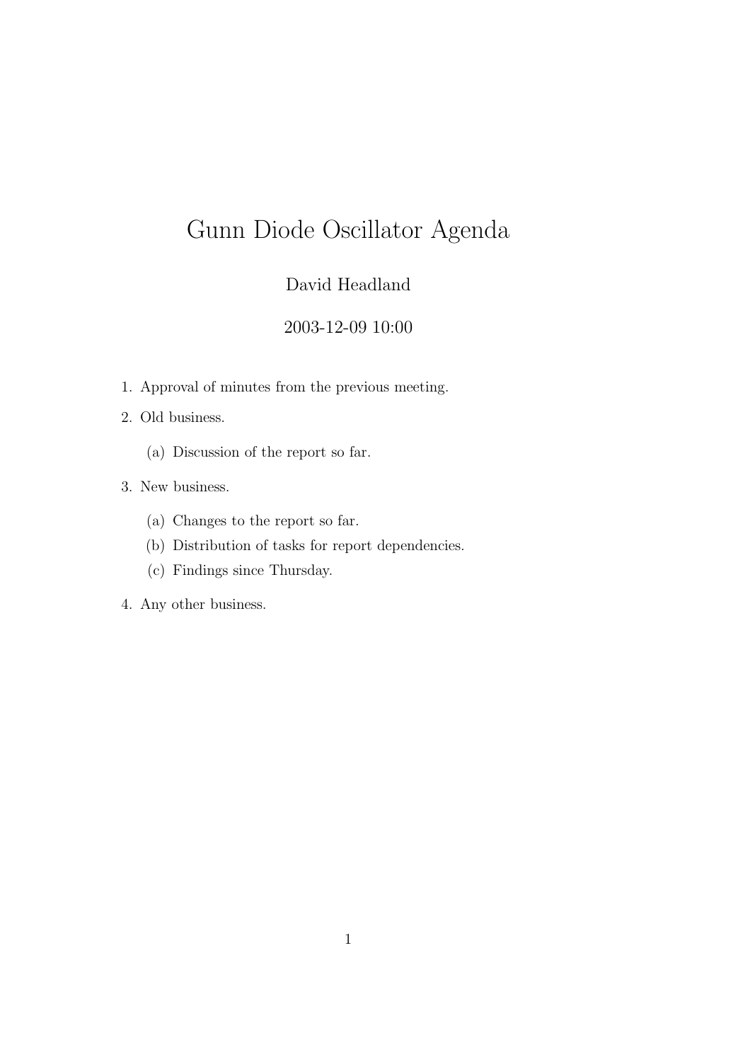# Gunn Diode Oscillator Agenda

David Headland

2003-12-09 10:00

1. Approval of minutes from the previous meeting.
2. Old business.
   (a) Discussion of the report so far.
3. New business.
   (a) Changes to the report so far.
   (b) Distribution of tasks for report dependencies.
   (c) Findings since Thursday.
4. Any other business.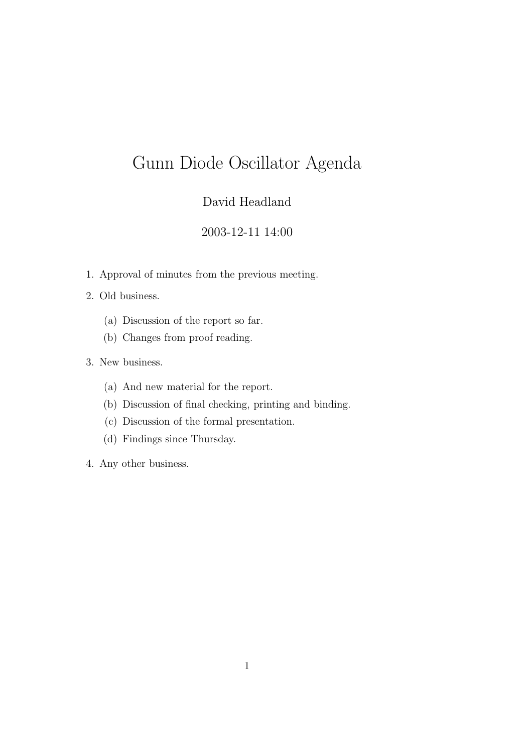# Gunn Diode Oscillator Agenda

David Headland

2003-12-11 14:00

1. Approval of minutes from the previous meeting.
2. Old business.
   (a) Discussion of the report so far.
   (b) Changes from proof reading.
3. New business.
   (a) And new material for the report.
   (b) Discussion of final checking, printing and binding.
   (c) Discussion of the formal presentation.
   (d) Findings since Thursday.
4. Any other business.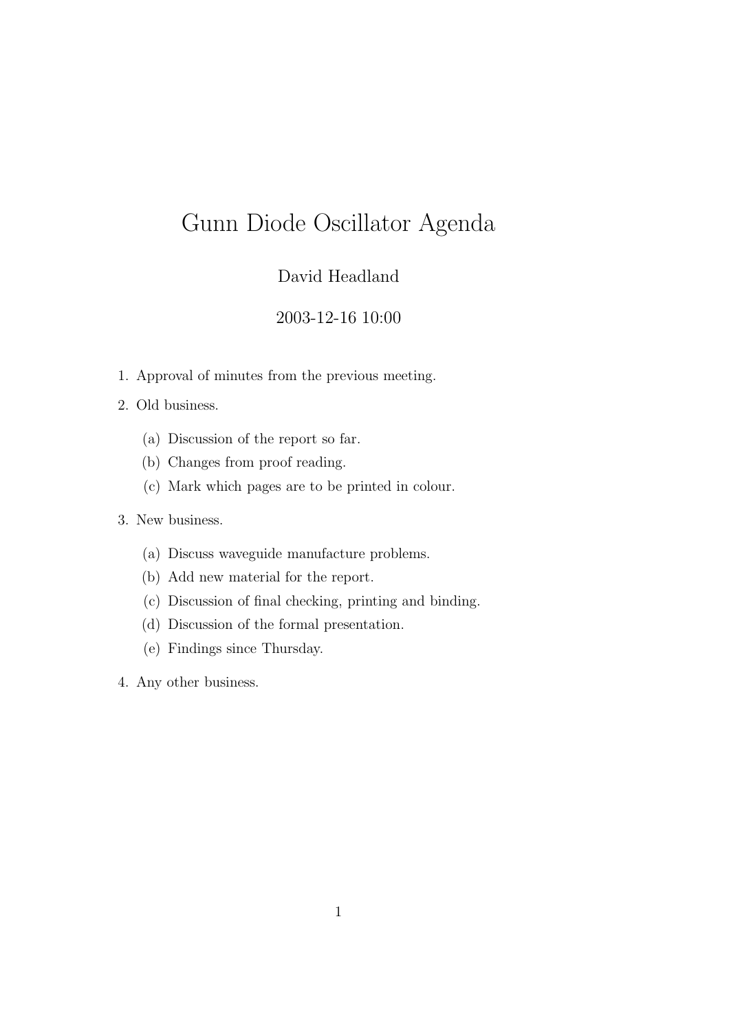# Gunn Diode Oscillator Agenda

David Headland

2003-12-16 10:00

1. Approval of minutes from the previous meeting.
2. Old business.
   (a) Discussion of the report so far.
   (b) Changes from proof reading.
   (c) Mark which pages are to be printed in colour.
3. New business.
   (a) Discuss waveguide manufacture problems.
   (b) Add new material for the report.
   (c) Discussion of final checking, printing and binding.
   (d) Discussion of the formal presentation.
   (e) Findings since Thursday.
4. Any other business.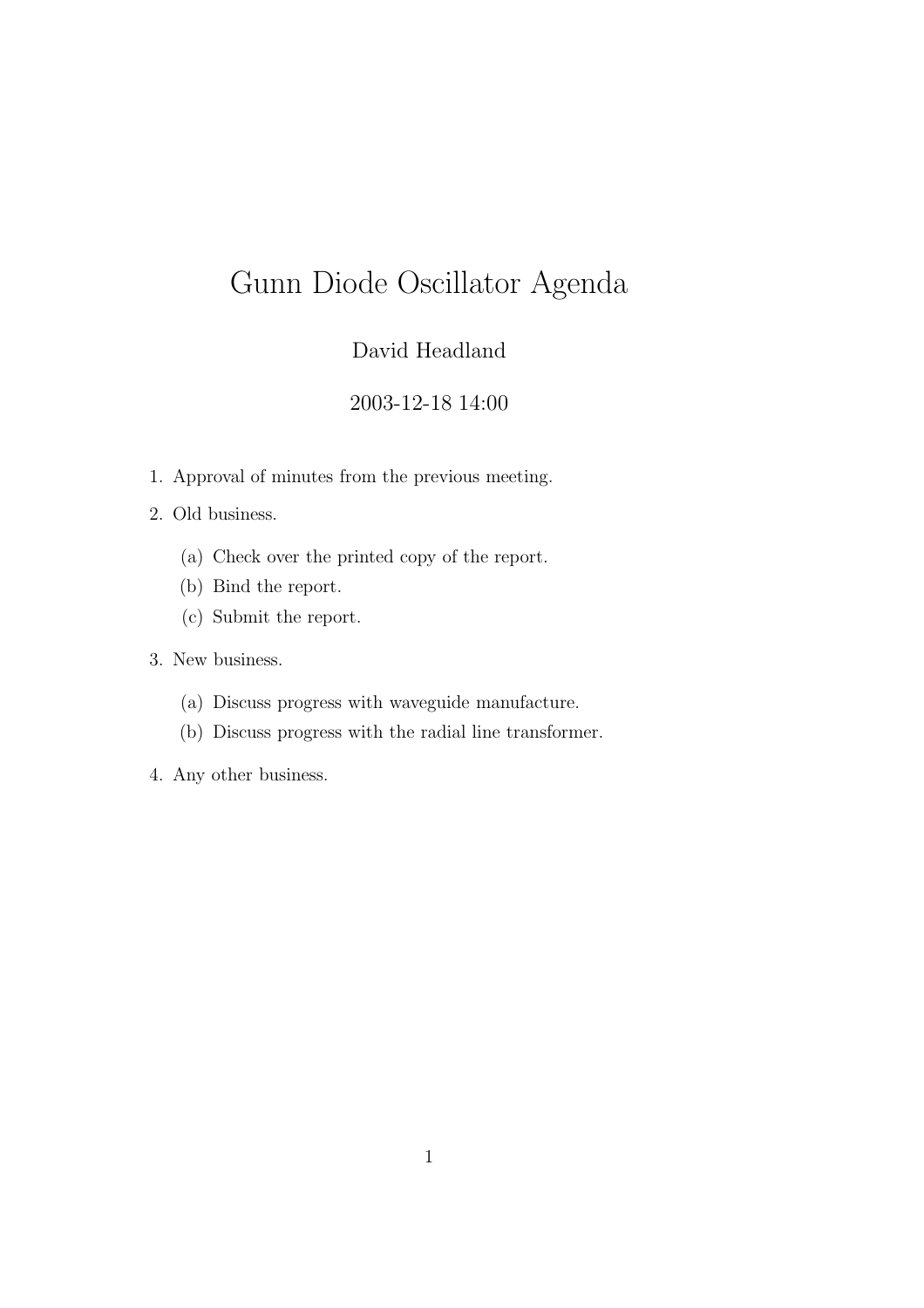# Gunn Diode Oscillator Agenda

David Headland

2003-12-18 14:00

1. Approval of minutes from the previous meeting.
2. Old business.
    (a) Check over the printed copy of the report.
    (b) Bind the report.
    (c) Submit the report.
3. New business.
    (a) Discuss progress with waveguide manufacture.
    (b) Discuss progress with the radial line transformer.
4. Any other business.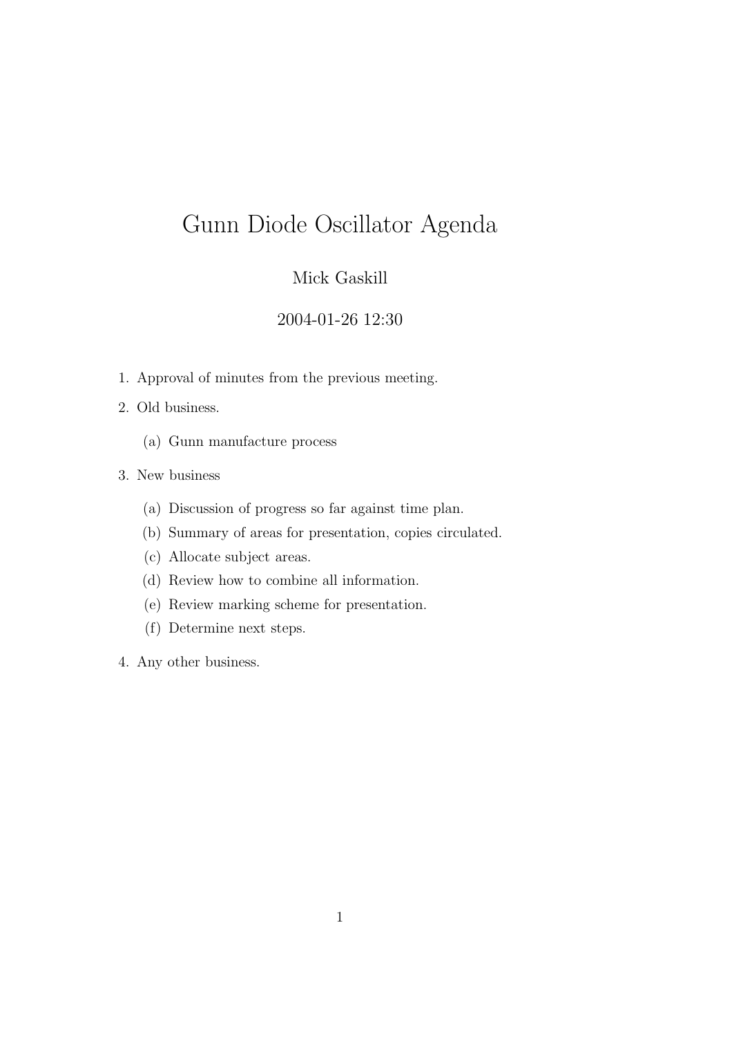# Gunn Diode Oscillator Agenda

Mick Gaskill

2004-01-26 12:30

1. Approval of minutes from the previous meeting.
2. Old business.
   (a) Gunn manufacture process
3. New business
   (a) Discussion of progress so far against time plan.
   (b) Summary of areas for presentation, copies circulated.
   (c) Allocate subject areas.
   (d) Review how to combine all information.
   (e) Review marking scheme for presentation.
   (f) Determine next steps.
4. Any other business.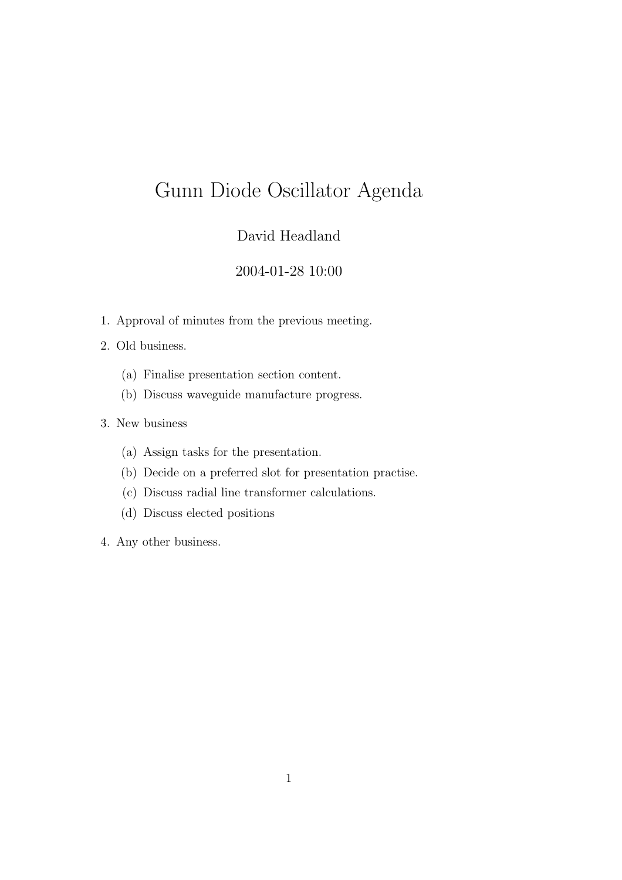# Gunn Diode Oscillator Agenda

David Headland

2004-01-28 10:00

1. Approval of minutes from the previous meeting.
2. Old business.
   (a) Finalise presentation section content.
   (b) Discuss waveguide manufacture progress.
3. New business
   (a) Assign tasks for the presentation.
   (b) Decide on a preferred slot for presentation practise.
   (c) Discuss radial line transformer calculations.
   (d) Discuss elected positions
4. Any other business.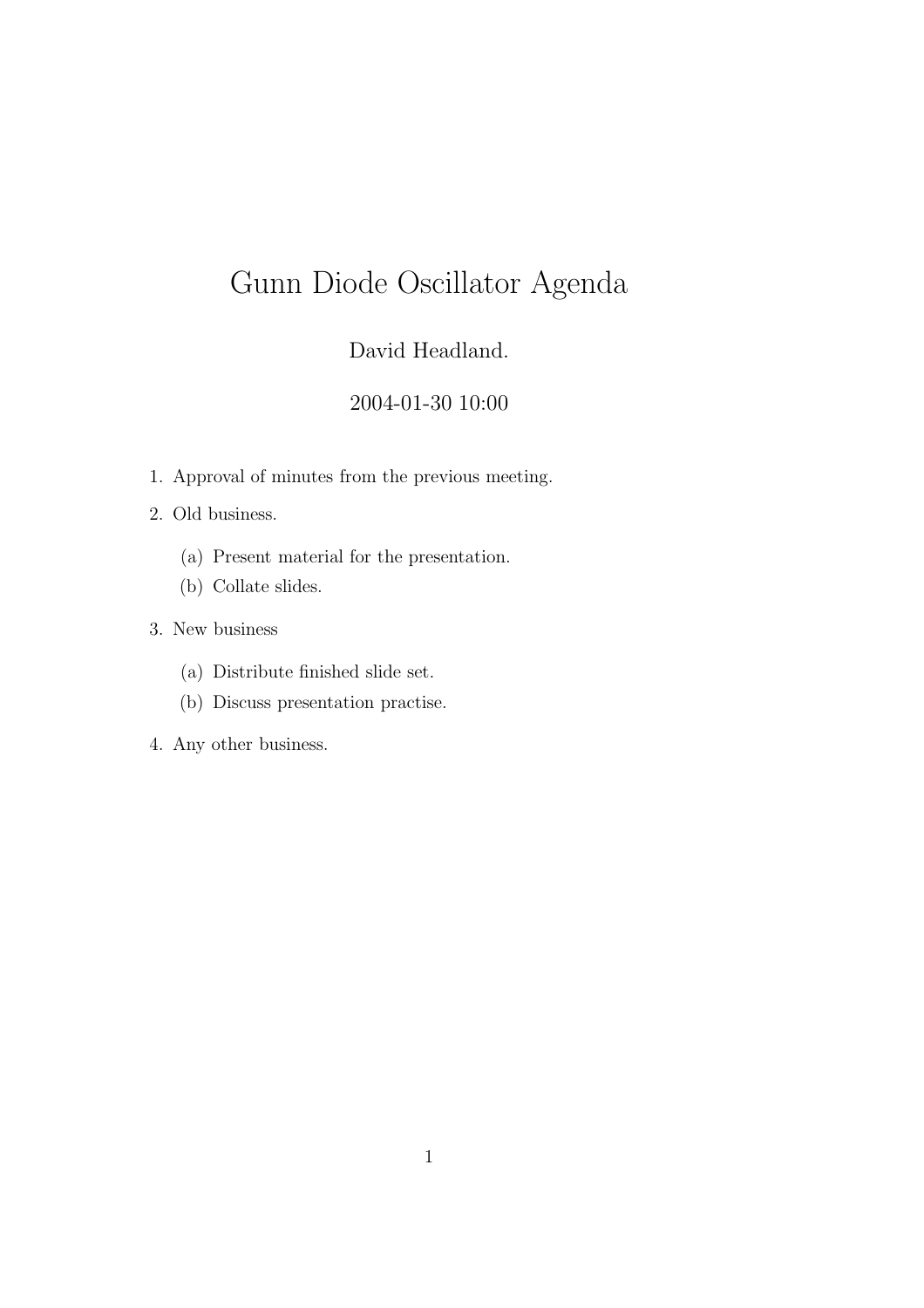# Gunn Diode Oscillator Agenda

David Headland.

2004-01-30 10:00

1. Approval of minutes from the previous meeting.
2. Old business.
   (a) Present material for the presentation.
   (b) Collate slides.
3. New business
   (a) Distribute finished slide set.
   (b) Discuss presentation practise.
4. Any other business.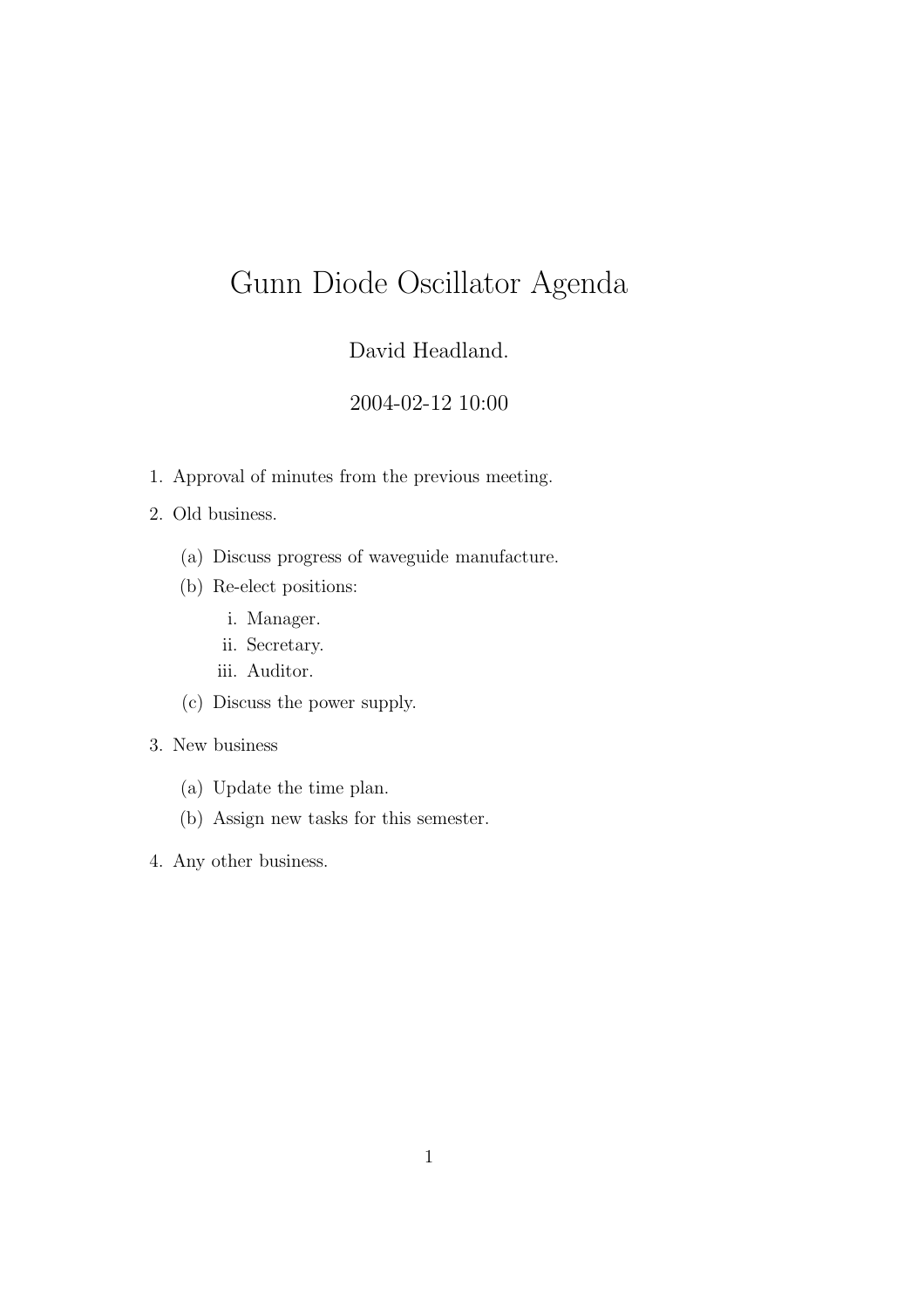# Gunn Diode Oscillator Agenda

David Headland.

2004-02-12 10:00

1. Approval of minutes from the previous meeting.
2. Old business.
   (a) Discuss progress of waveguide manufacture.
   (b) Re-elect positions:
      i. Manager.
      ii. Secretary.
      iii. Auditor.
   (c) Discuss the power supply.
3. New business
   (a) Update the time plan.
   (b) Assign new tasks for this semester.
4. Any other business.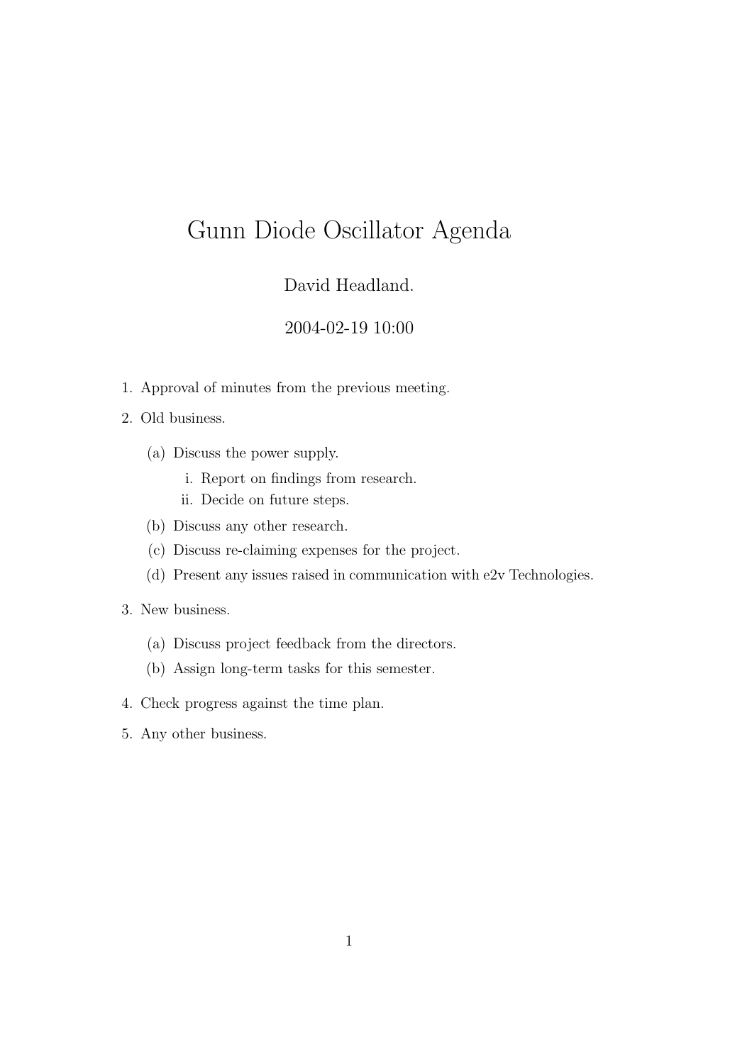# Gunn Diode Oscillator Agenda

David Headland.

2004-02-19 10:00

1. Approval of minutes from the previous meeting.
2. Old business.
   (a) Discuss the power supply.
      i. Report on findings from research.
      ii. Decide on future steps.
   (b) Discuss any other research.
   (c) Discuss re-claiming expenses for the project.
   (d) Present any issues raised in communication with e2v Technologies.
3. New business.
   (a) Discuss project feedback from the directors.
   (b) Assign long-term tasks for this semester.
4. Check progress against the time plan.
5. Any other business.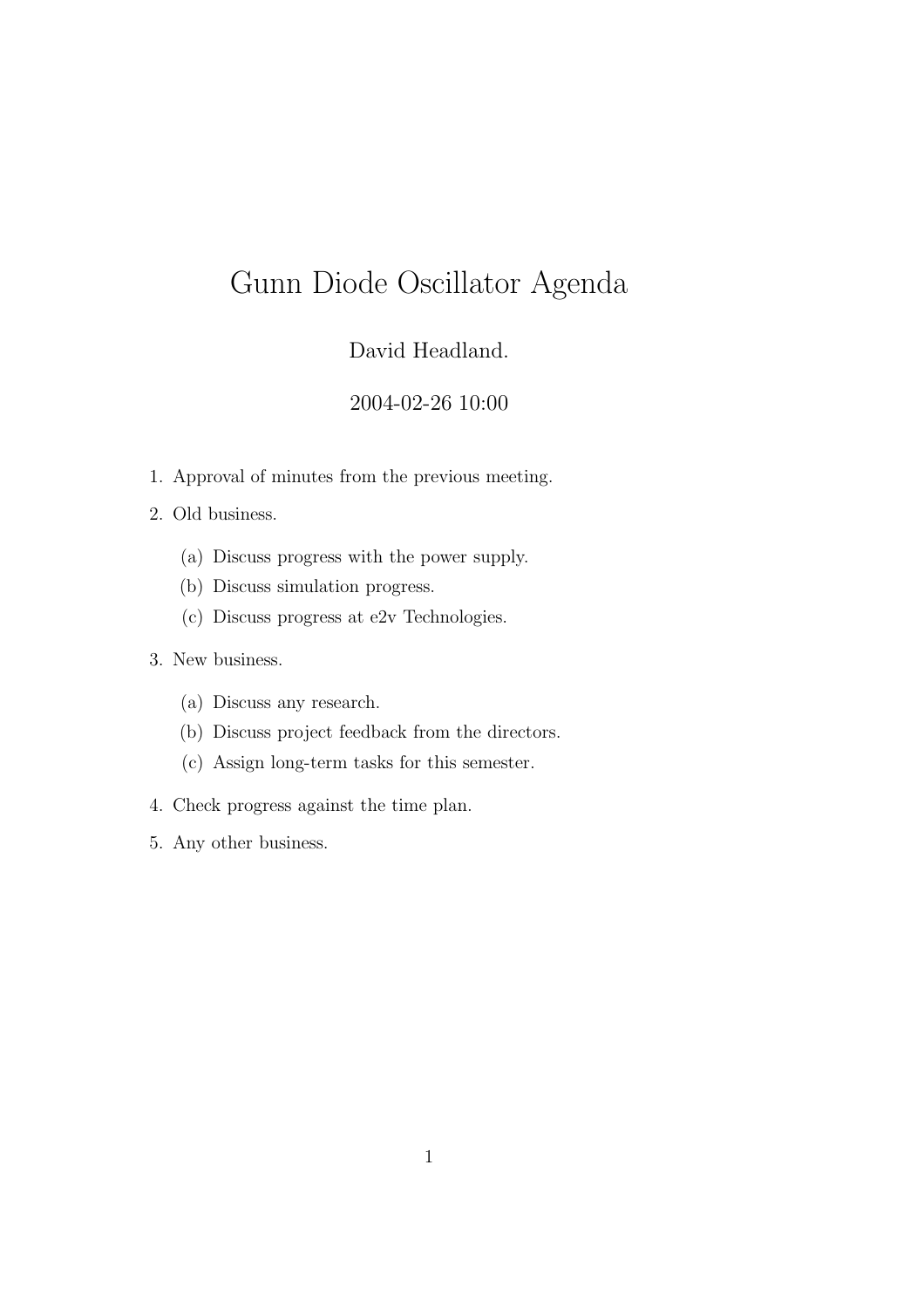# Gunn Diode Oscillator Agenda

David Headland.

2004-02-26 10:00

1. Approval of minutes from the previous meeting.
2. Old business.
   (a) Discuss progress with the power supply.
   (b) Discuss simulation progress.
   (c) Discuss progress at e2v Technologies.
3. New business.
   (a) Discuss any research.
   (b) Discuss project feedback from the directors.
   (c) Assign long-term tasks for this semester.
4. Check progress against the time plan.
5. Any other business.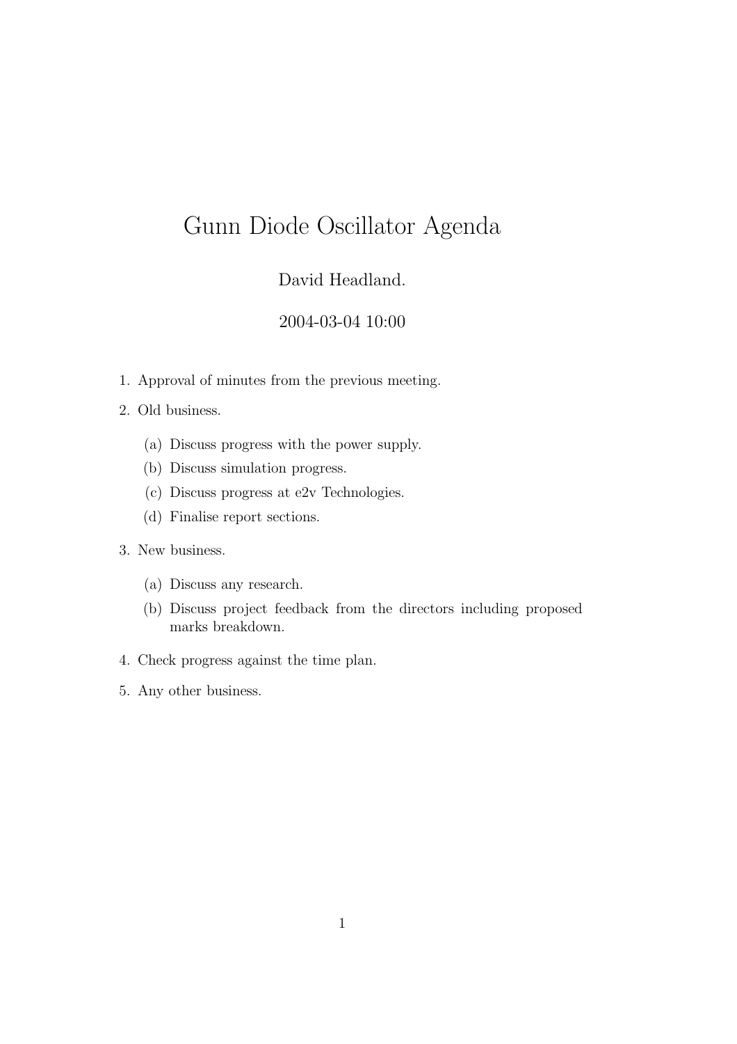# Gunn Diode Oscillator Agenda

David Headland.

2004-03-04 10:00

1. Approval of minutes from the previous meeting.
2. Old business.
   (a) Discuss progress with the power supply.
   (b) Discuss simulation progress.
   (c) Discuss progress at e2v Technologies.
   (d) Finalise report sections.
3. New business.
   (a) Discuss any research.
   (b) Discuss project feedback from the directors including proposed marks breakdown.
4. Check progress against the time plan.
5. Any other business.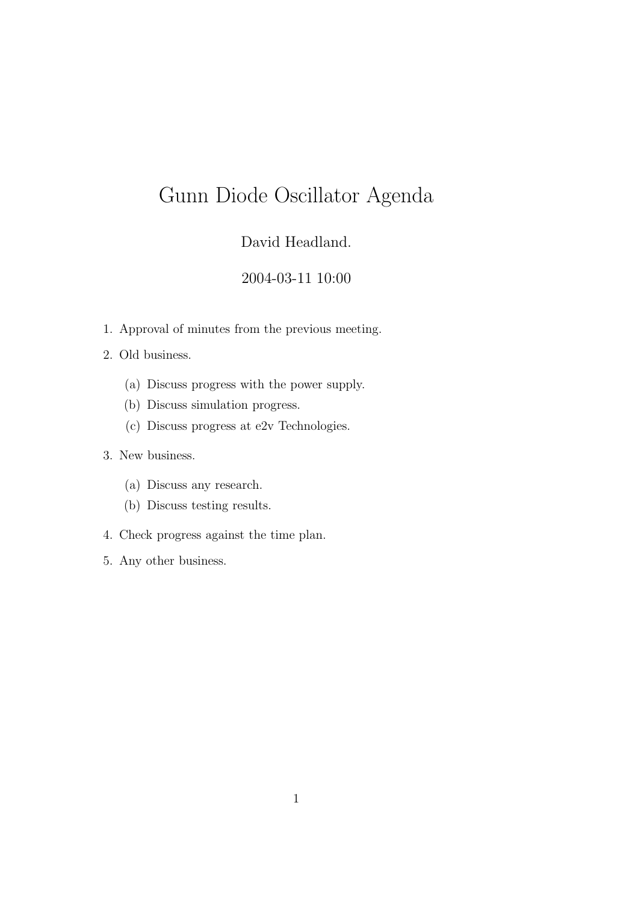# Gunn Diode Oscillator Agenda

David Headland.

2004-03-11 10:00

1. Approval of minutes from the previous meeting.
2. Old business.
   (a) Discuss progress with the power supply.
   (b) Discuss simulation progress.
   (c) Discuss progress at e2v Technologies.
3. New business.
   (a) Discuss any research.
   (b) Discuss testing results.
4. Check progress against the time plan.
5. Any other business.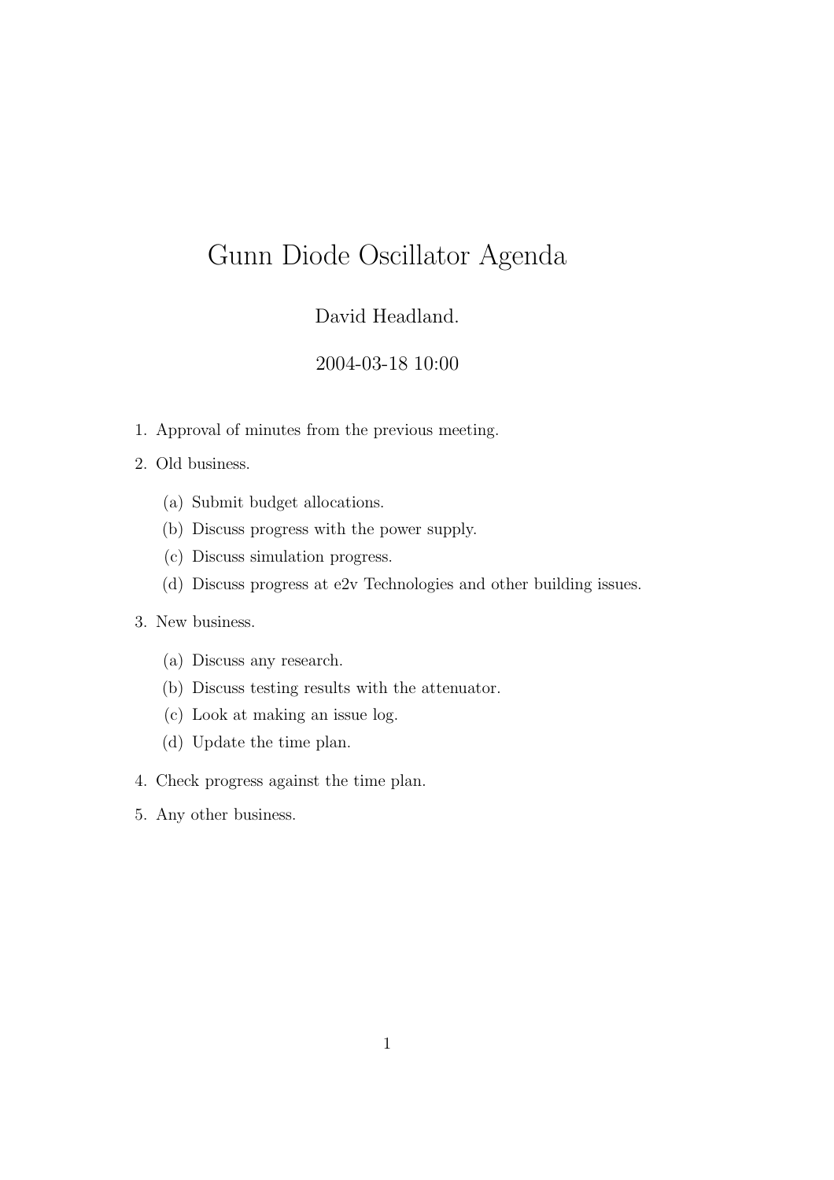# Gunn Diode Oscillator Agenda

David Headland.

2004-03-18 10:00

1. Approval of minutes from the previous meeting.
2. Old business.
   (a) Submit budget allocations.
   (b) Discuss progress with the power supply.
   (c) Discuss simulation progress.
   (d) Discuss progress at e2v Technologies and other building issues.
3. New business.
   (a) Discuss any research.
   (b) Discuss testing results with the attenuator.
   (c) Look at making an issue log.
   (d) Update the time plan.
4. Check progress against the time plan.
5. Any other business.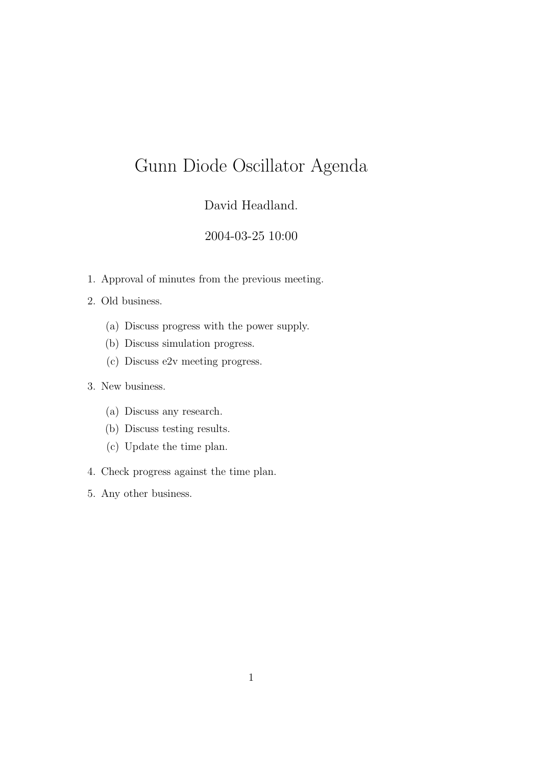# Gunn Diode Oscillator Agenda

David Headland.

2004-03-25 10:00

1. Approval of minutes from the previous meeting.
2. Old business.
   (a) Discuss progress with the power supply.
   (b) Discuss simulation progress.
   (c) Discuss e2v meeting progress.
3. New business.
   (a) Discuss any research.
   (b) Discuss testing results.
   (c) Update the time plan.
4. Check progress against the time plan.
5. Any other business.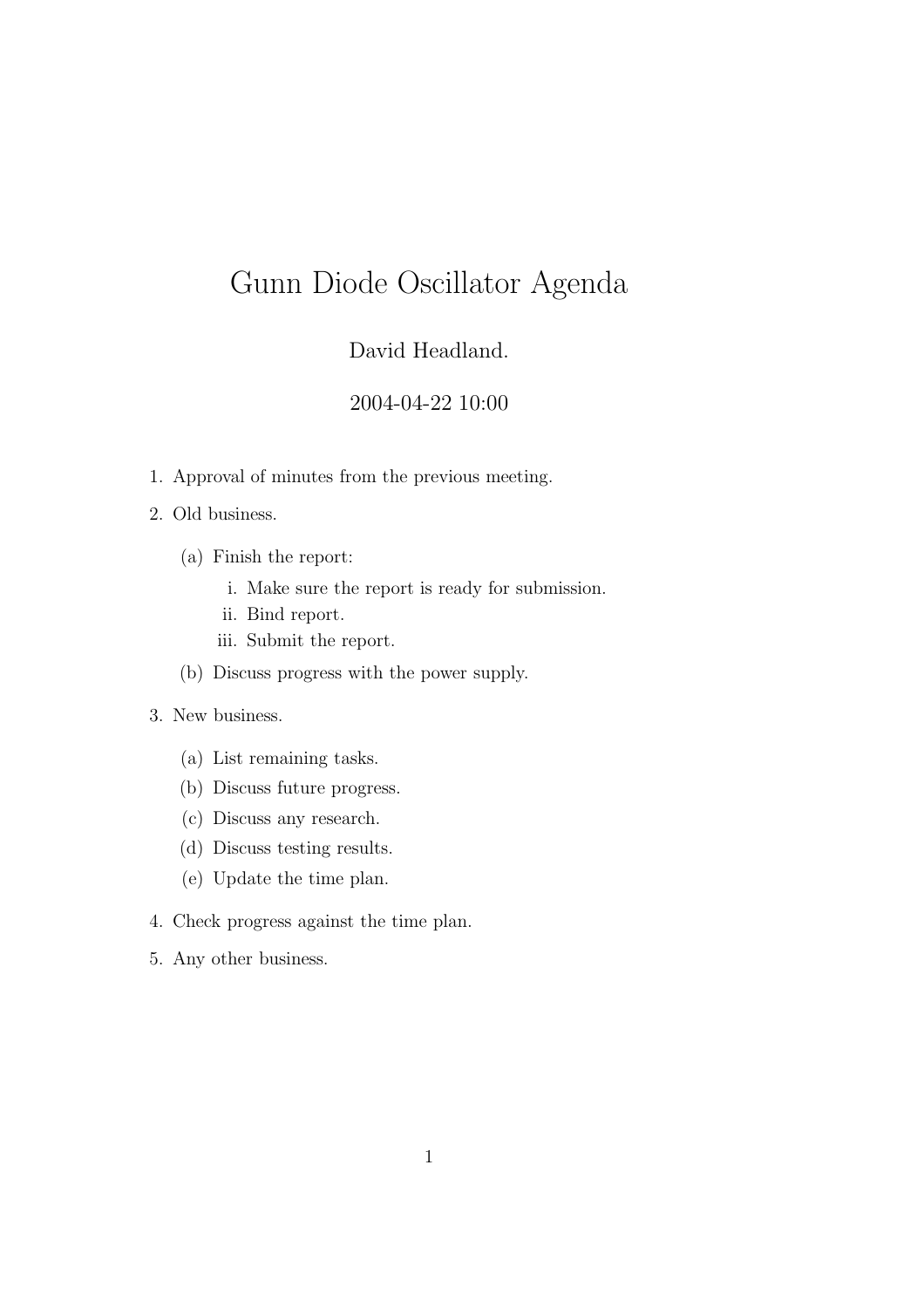# Gunn Diode Oscillator Agenda

David Headland.

2004-04-22 10:00

1. Approval of minutes from the previous meeting.
2. Old business.
   (a) Finish the report:
      i. Make sure the report is ready for submission.
      ii. Bind report.
      iii. Submit the report.
   (b) Discuss progress with the power supply.
3. New business.
   (a) List remaining tasks.
   (b) Discuss future progress.
   (c) Discuss any research.
   (d) Discuss testing results.
   (e) Update the time plan.
4. Check progress against the time plan.
5. Any other business.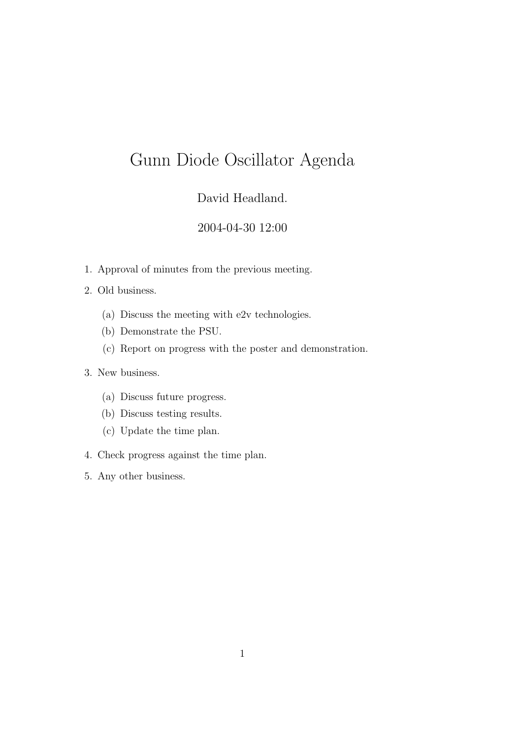# Gunn Diode Oscillator Agenda

David Headland.

2004-04-30 12:00

1. Approval of minutes from the previous meeting.
2. Old business.
    (a) Discuss the meeting with e2v technologies.
    (b) Demonstrate the PSU.
    (c) Report on progress with the poster and demonstration.
3. New business.
    (a) Discuss future progress.
    (b) Discuss testing results.
    (c) Update the time plan.
4. Check progress against the time plan.
5. Any other business.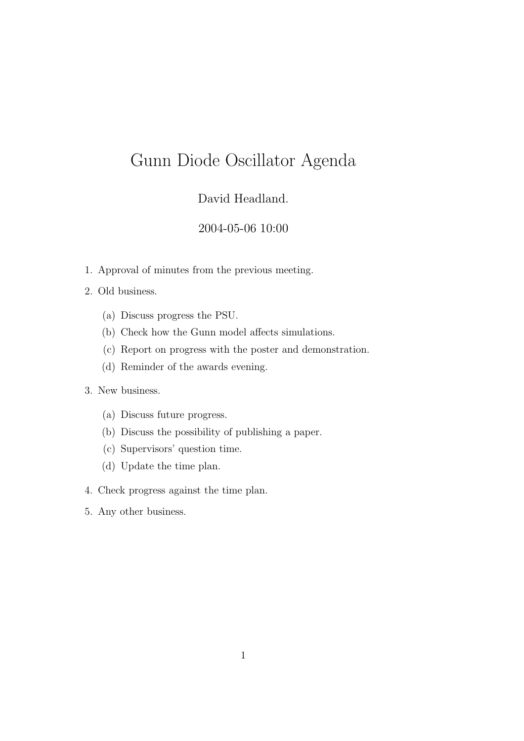# Gunn Diode Oscillator Agenda

David Headland.

2004-05-06 10:00

1. Approval of minutes from the previous meeting.
2. Old business.
   (a) Discuss progress the PSU.
   (b) Check how the Gunn model affects simulations.
   (c) Report on progress with the poster and demonstration.
   (d) Reminder of the awards evening.
3. New business.
   (a) Discuss future progress.
   (b) Discuss the possibility of publishing a paper.
   (c) Supervisors' question time.
   (d) Update the time plan.
4. Check progress against the time plan.
5. Any other business.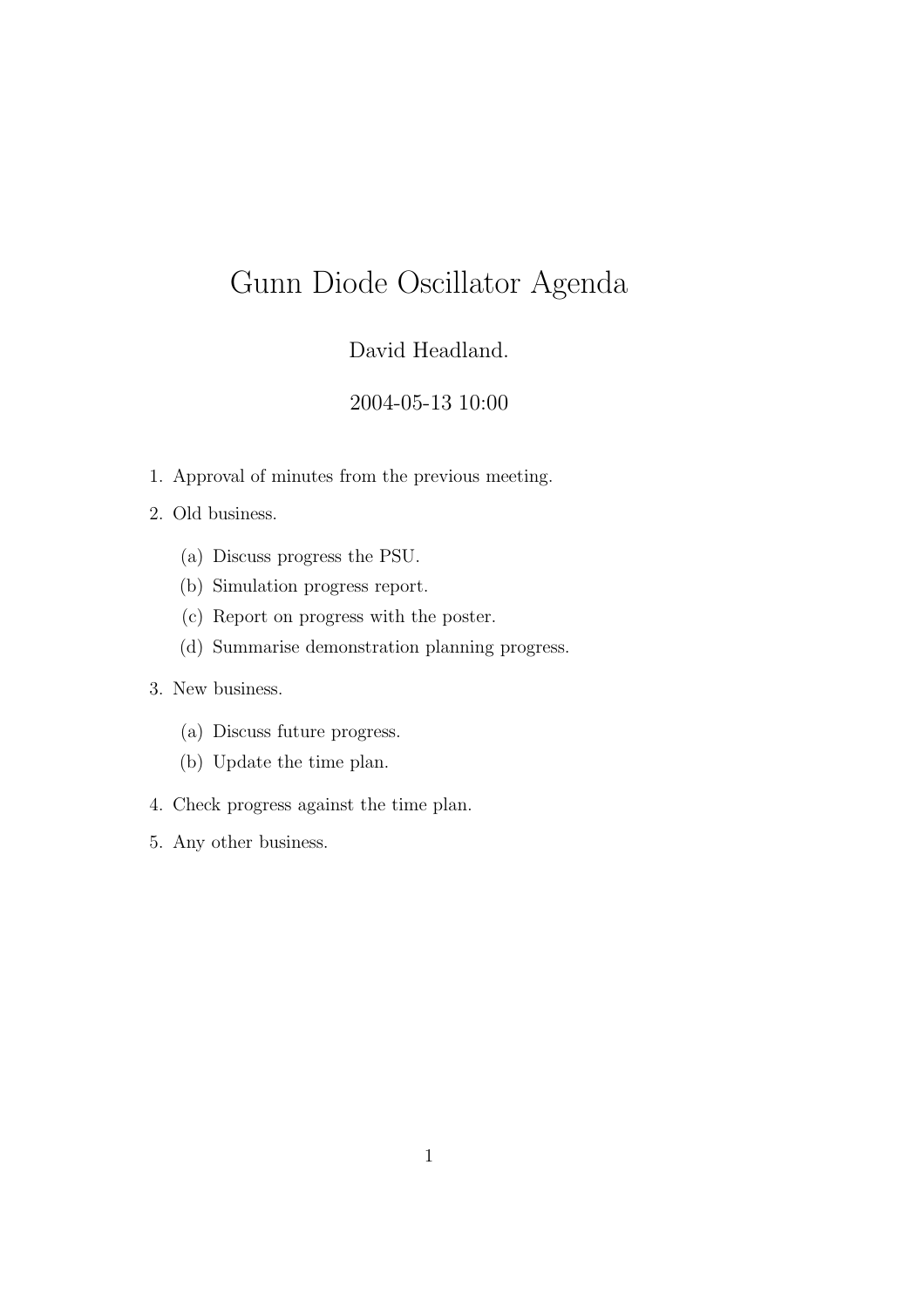# Gunn Diode Oscillator Agenda

David Headland.

2004-05-13 10:00

1. Approval of minutes from the previous meeting.
2. Old business.
   (a) Discuss progress the PSU.
   (b) Simulation progress report.
   (c) Report on progress with the poster.
   (d) Summarise demonstration planning progress.
3. New business.
   (a) Discuss future progress.
   (b) Update the time plan.
4. Check progress against the time plan.
5. Any other business.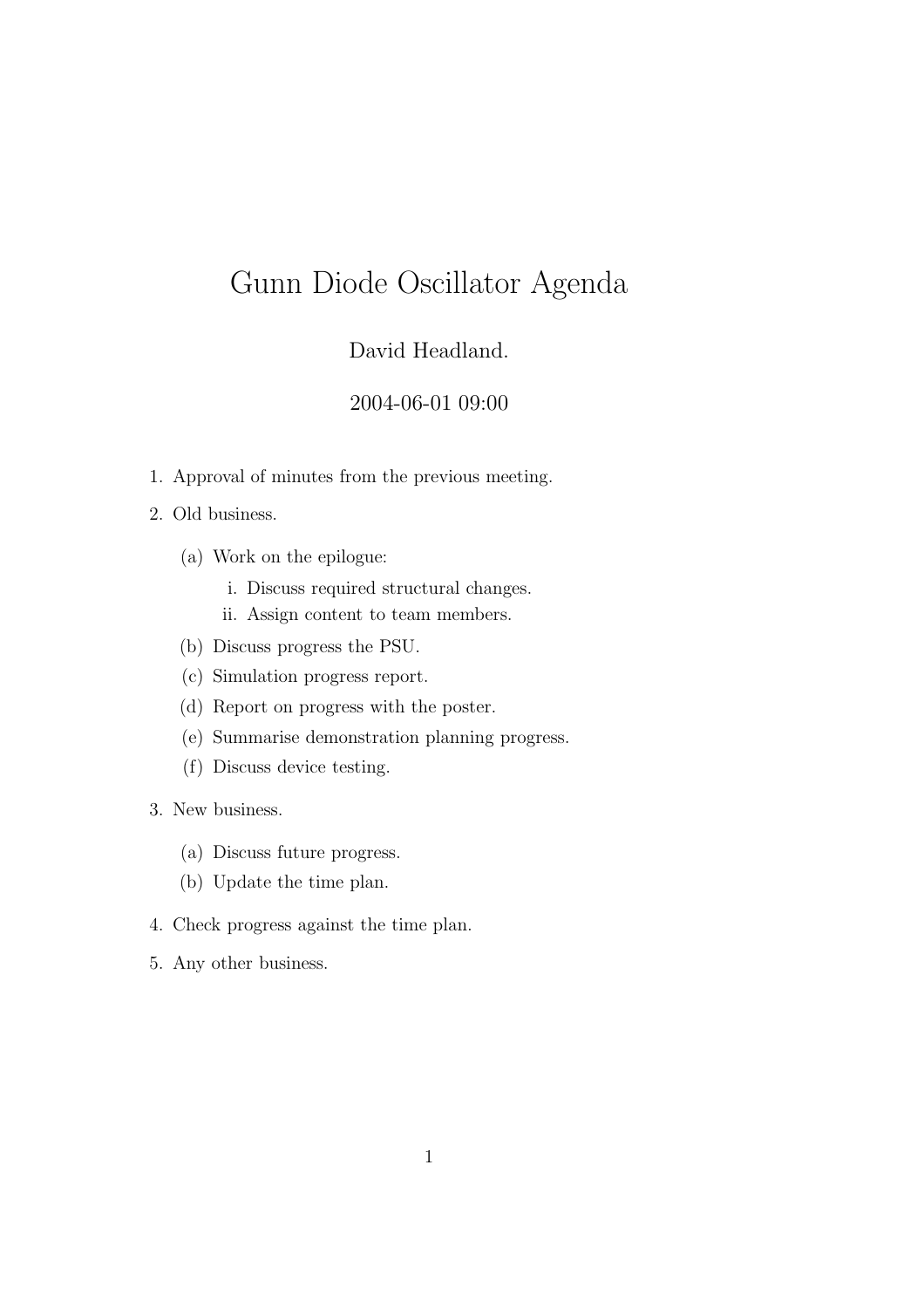# Gunn Diode Oscillator Agenda

David Headland.

2004-06-01 09:00

1. Approval of minutes from the previous meeting.
2. Old business.
   (a) Work on the epilogue:
      i. Discuss required structural changes.
      ii. Assign content to team members.
   (b) Discuss progress the PSU.
   (c) Simulation progress report.
   (d) Report on progress with the poster.
   (e) Summarise demonstration planning progress.
   (f) Discuss device testing.
3. New business.
   (a) Discuss future progress.
   (b) Update the time plan.
4. Check progress against the time plan.
5. Any other business.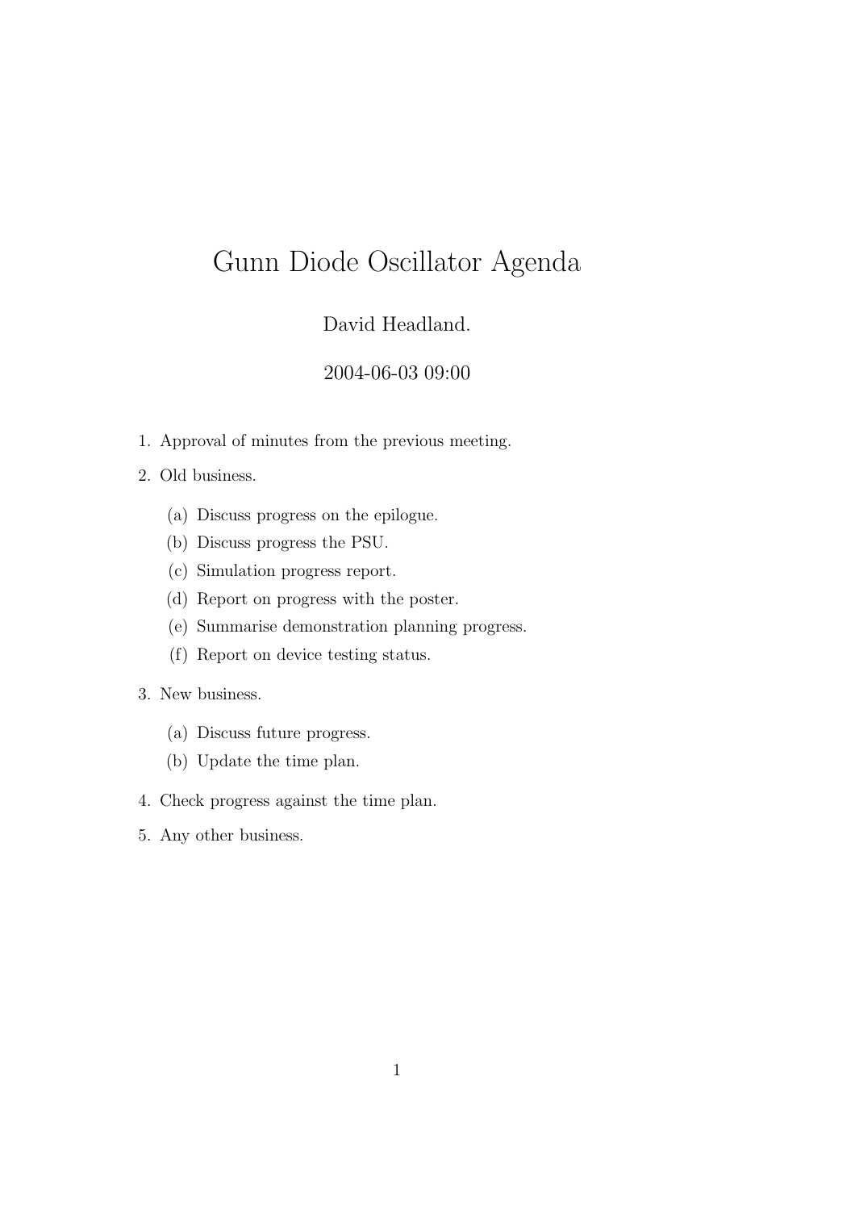# Gunn Diode Oscillator Agenda

David Headland.

2004-06-03 09:00

1. Approval of minutes from the previous meeting.
2. Old business.
   (a) Discuss progress on the epilogue.
   (b) Discuss progress the PSU.
   (c) Simulation progress report.
   (d) Report on progress with the poster.
   (e) Summarise demonstration planning progress.
   (f) Report on device testing status.
3. New business.
   (a) Discuss future progress.
   (b) Update the time plan.
4. Check progress against the time plan.
5. Any other business.